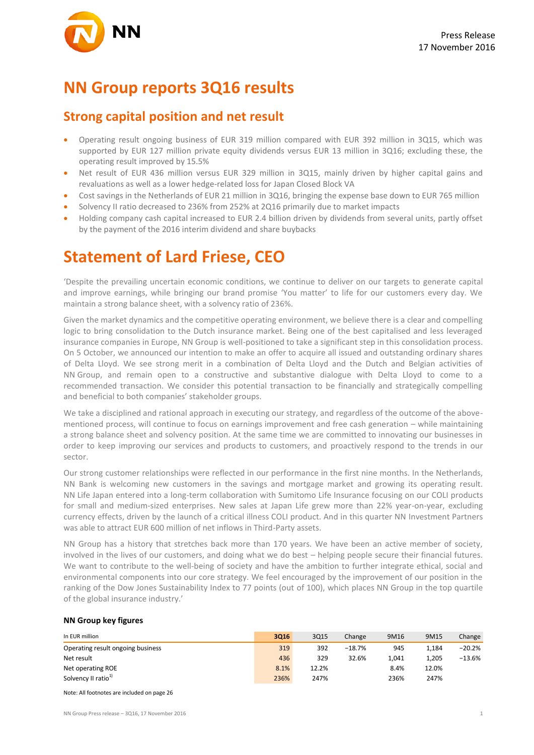Press Release
17 November 2016

# NN Group reports 3Q16 results

## Strong capital position and net result

- Operating result ongoing business of EUR 319 million compared with EUR 392 million in 3Q15, which was supported by EUR 127 million private equity dividends versus EUR 13 million in 3Q16; excluding these, the operating result improved by 15.5%
- Net result of EUR 436 million versus EUR 329 million in 3Q15, mainly driven by higher capital gains and revaluations as well as a lower hedge-related loss for Japan Closed Block VA
- Cost savings in the Netherlands of EUR 21 million in 3Q16, bringing the expense base down to EUR 765 million
- Solvency II ratio decreased to 236% from 252% at 2Q16 primarily due to market impacts
- Holding company cash capital increased to EUR 2.4 billion driven by dividends from several units, partly offset by the payment of the 2016 interim dividend and share buybacks

# Statement of Lard Friese, CEO

'Despite the prevailing uncertain economic conditions, we continue to deliver on our targets to generate capital and improve earnings, while bringing our brand promise 'You matter' to life for our customers every day. We maintain a strong balance sheet, with a solvency ratio of 236%.

Given the market dynamics and the competitive operating environment, we believe there is a clear and compelling logic to bring consolidation to the Dutch insurance market. Being one of the best capitalised and less leveraged insurance companies in Europe, NN Group is well-positioned to take a significant step in this consolidation process. On 5 October, we announced our intention to make an offer to acquire all issued and outstanding ordinary shares of Delta Lloyd. We see strong merit in a combination of Delta Lloyd and the Dutch and Belgian activities of NN Group, and remain open to a constructive and substantive dialogue with Delta Lloyd to come to a recommended transaction. We consider this potential transaction to be financially and strategically compelling and beneficial to both companies' stakeholder groups.

We take a disciplined and rational approach in executing our strategy, and regardless of the outcome of the above-mentioned process, will continue to focus on earnings improvement and free cash generation – while maintaining a strong balance sheet and solvency position. At the same time we are committed to innovating our businesses in order to keep improving our services and products to customers, and proactively respond to the trends in our sector.

Our strong customer relationships were reflected in our performance in the first nine months. In the Netherlands, NN Bank is welcoming new customers in the savings and mortgage market and growing its operating result. NN Life Japan entered into a long-term collaboration with Sumitomo Life Insurance focusing on our COLI products for small and medium-sized enterprises. New sales at Japan Life grew more than 22% year-on-year, excluding currency effects, driven by the launch of a critical illness COLI product. And in this quarter NN Investment Partners was able to attract EUR 600 million of net inflows in Third-Party assets.

NN Group has a history that stretches back more than 170 years. We have been an active member of society, involved in the lives of our customers, and doing what we do best – helping people secure their financial futures. We want to contribute to the well-being of society and have the ambition to further integrate ethical, social and environmental components into our core strategy. We feel encouraged by the improvement of our position in the ranking of the Dow Jones Sustainability Index to 77 points (out of 100), which places NN Group in the top quartile of the global insurance industry.'

### NN Group key figures

| In EUR million | 3Q16 | 3Q15 | Change | 9M16 | 9M15 | Change |
|---|---|---|---|---|---|---|
| Operating result ongoing business | 319 | 392 | −18.7% | 945 | 1,184 | −20.2% |
| Net result | 436 | 329 | 32.6% | 1,041 | 1,205 | −13.6% |
| Net operating ROE | 8.1% | 12.2% | | 8.4% | 12.0% | |
| Solvency II ratio[1)] | 236% | 247% | | 236% | 247% | |

Note: All footnotes are included on page 26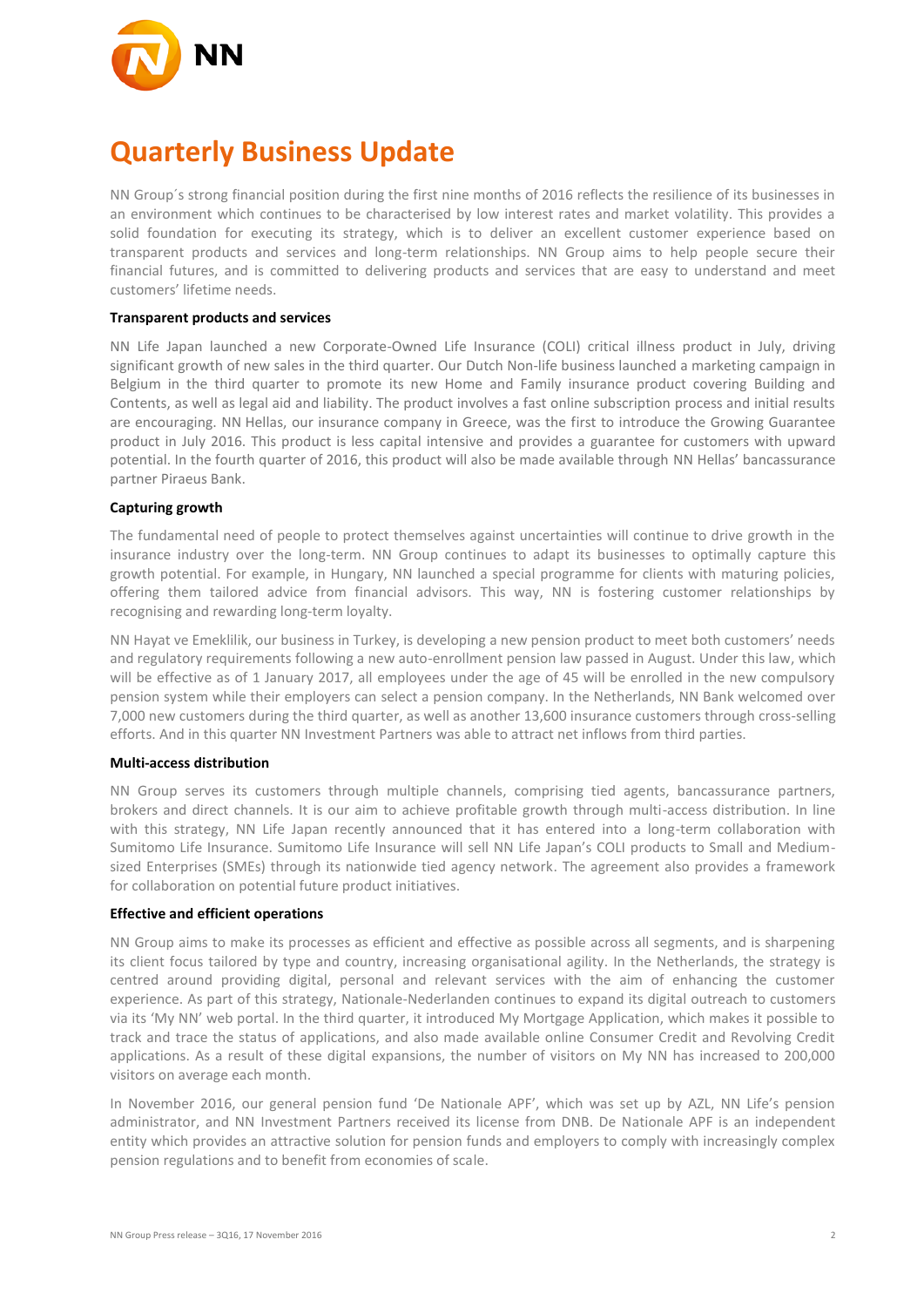# Quarterly Business Update

NN Group´s strong financial position during the first nine months of 2016 reflects the resilience of its businesses in an environment which continues to be characterised by low interest rates and market volatility. This provides a solid foundation for executing its strategy, which is to deliver an excellent customer experience based on transparent products and services and long-term relationships. NN Group aims to help people secure their financial futures, and is committed to delivering products and services that are easy to understand and meet customers' lifetime needs.

**Transparent products and services**

NN Life Japan launched a new Corporate-Owned Life Insurance (COLI) critical illness product in July, driving significant growth of new sales in the third quarter. Our Dutch Non-life business launched a marketing campaign in Belgium in the third quarter to promote its new Home and Family insurance product covering Building and Contents, as well as legal aid and liability. The product involves a fast online subscription process and initial results are encouraging. NN Hellas, our insurance company in Greece, was the first to introduce the Growing Guarantee product in July 2016. This product is less capital intensive and provides a guarantee for customers with upward potential. In the fourth quarter of 2016, this product will also be made available through NN Hellas' bancassurance partner Piraeus Bank.

**Capturing growth**

The fundamental need of people to protect themselves against uncertainties will continue to drive growth in the insurance industry over the long-term. NN Group continues to adapt its businesses to optimally capture this growth potential. For example, in Hungary, NN launched a special programme for clients with maturing policies, offering them tailored advice from financial advisors. This way, NN is fostering customer relationships by recognising and rewarding long-term loyalty.

NN Hayat ve Emeklilik, our business in Turkey, is developing a new pension product to meet both customers' needs and regulatory requirements following a new auto-enrollment pension law passed in August. Under this law, which will be effective as of 1 January 2017, all employees under the age of 45 will be enrolled in the new compulsory pension system while their employers can select a pension company. In the Netherlands, NN Bank welcomed over 7,000 new customers during the third quarter, as well as another 13,600 insurance customers through cross-selling efforts. And in this quarter NN Investment Partners was able to attract net inflows from third parties.

**Multi-access distribution**

NN Group serves its customers through multiple channels, comprising tied agents, bancassurance partners, brokers and direct channels. It is our aim to achieve profitable growth through multi-access distribution. In line with this strategy, NN Life Japan recently announced that it has entered into a long-term collaboration with Sumitomo Life Insurance. Sumitomo Life Insurance will sell NN Life Japan's COLI products to Small and Medium-sized Enterprises (SMEs) through its nationwide tied agency network. The agreement also provides a framework for collaboration on potential future product initiatives.

**Effective and efficient operations**

NN Group aims to make its processes as efficient and effective as possible across all segments, and is sharpening its client focus tailored by type and country, increasing organisational agility. In the Netherlands, the strategy is centred around providing digital, personal and relevant services with the aim of enhancing the customer experience. As part of this strategy, Nationale-Nederlanden continues to expand its digital outreach to customers via its 'My NN' web portal. In the third quarter, it introduced My Mortgage Application, which makes it possible to track and trace the status of applications, and also made available online Consumer Credit and Revolving Credit applications. As a result of these digital expansions, the number of visitors on My NN has increased to 200,000 visitors on average each month.

In November 2016, our general pension fund 'De Nationale APF', which was set up by AZL, NN Life's pension administrator, and NN Investment Partners received its license from DNB. De Nationale APF is an independent entity which provides an attractive solution for pension funds and employers to comply with increasingly complex pension regulations and to benefit from economies of scale.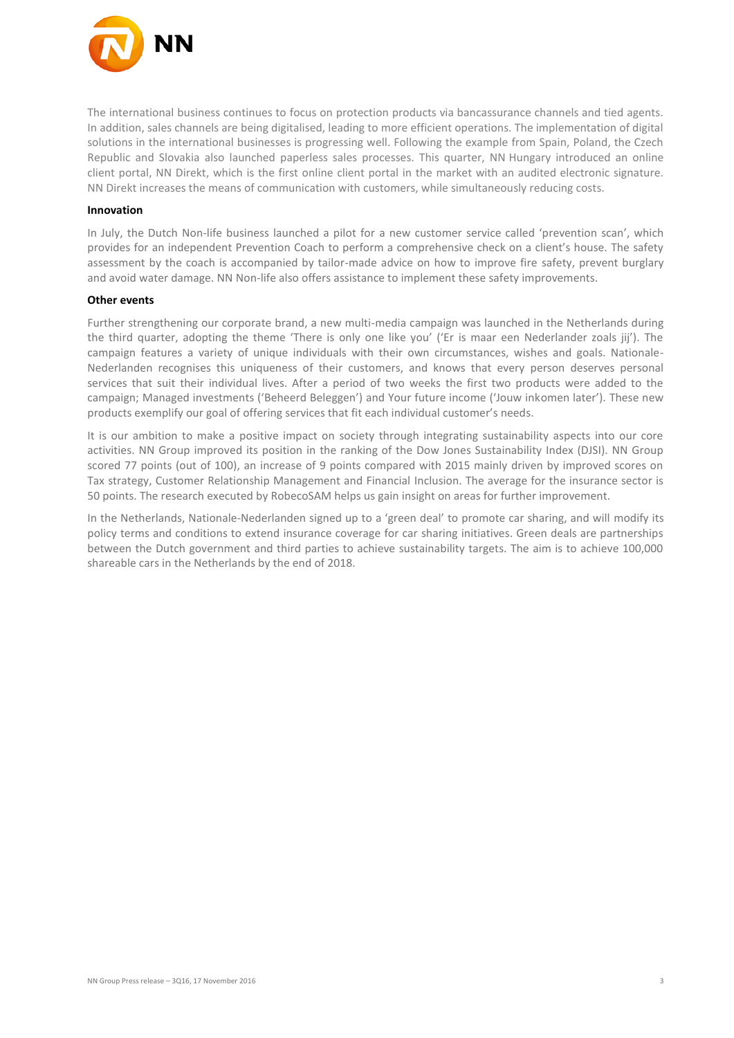The international business continues to focus on protection products via bancassurance channels and tied agents. In addition, sales channels are being digitalised, leading to more efficient operations. The implementation of digital solutions in the international businesses is progressing well. Following the example from Spain, Poland, the Czech Republic and Slovakia also launched paperless sales processes. This quarter, NN Hungary introduced an online client portal, NN Direkt, which is the first online client portal in the market with an audited electronic signature. NN Direkt increases the means of communication with customers, while simultaneously reducing costs.

**Innovation**

In July, the Dutch Non-life business launched a pilot for a new customer service called 'prevention scan', which provides for an independent Prevention Coach to perform a comprehensive check on a client's house. The safety assessment by the coach is accompanied by tailor-made advice on how to improve fire safety, prevent burglary and avoid water damage. NN Non-life also offers assistance to implement these safety improvements.

**Other events**

Further strengthening our corporate brand, a new multi-media campaign was launched in the Netherlands during the third quarter, adopting the theme 'There is only one like you' ('Er is maar een Nederlander zoals jij'). The campaign features a variety of unique individuals with their own circumstances, wishes and goals. Nationale-Nederlanden recognises this uniqueness of their customers, and knows that every person deserves personal services that suit their individual lives. After a period of two weeks the first two products were added to the campaign; Managed investments ('Beheerd Beleggen') and Your future income ('Jouw inkomen later'). These new products exemplify our goal of offering services that fit each individual customer's needs.

It is our ambition to make a positive impact on society through integrating sustainability aspects into our core activities. NN Group improved its position in the ranking of the Dow Jones Sustainability Index (DJSI). NN Group scored 77 points (out of 100), an increase of 9 points compared with 2015 mainly driven by improved scores on Tax strategy, Customer Relationship Management and Financial Inclusion. The average for the insurance sector is 50 points. The research executed by RobecoSAM helps us gain insight on areas for further improvement.

In the Netherlands, Nationale-Nederlanden signed up to a 'green deal' to promote car sharing, and will modify its policy terms and conditions to extend insurance coverage for car sharing initiatives. Green deals are partnerships between the Dutch government and third parties to achieve sustainability targets. The aim is to achieve 100,000 shareable cars in the Netherlands by the end of 2018.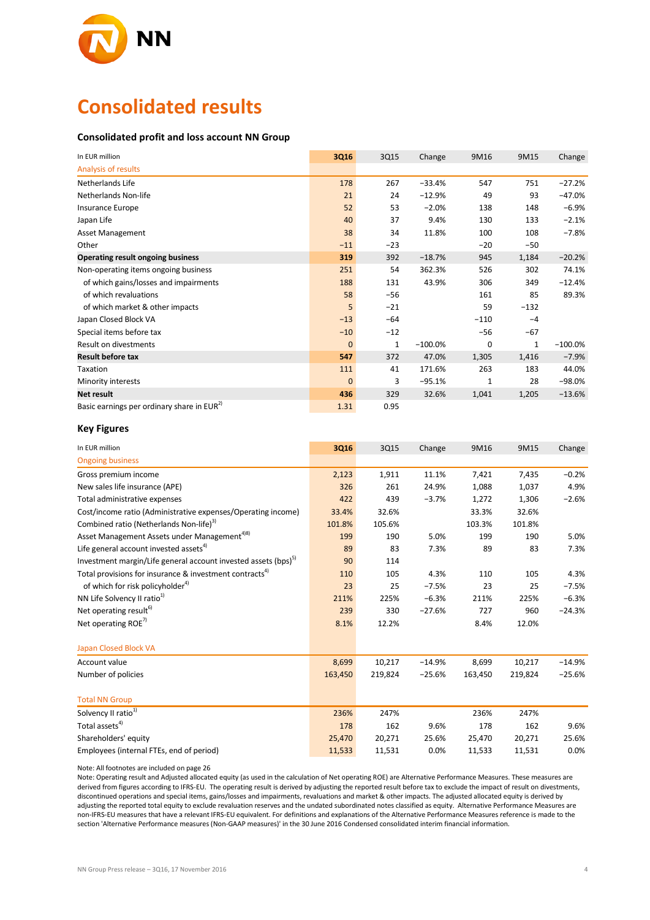# Consolidated results

## Consolidated profit and loss account NN Group

| In EUR million | 3Q16 | 3Q15 | Change | 9M16 | 9M15 | Change |
|---|---|---|---|---|---|---|
| Analysis of results | | | | | | |
| Netherlands Life | 178 | 267 | −33.4% | 547 | 751 | −27.2% |
| Netherlands Non-life | 21 | 24 | −12.9% | 49 | 93 | −47.0% |
| Insurance Europe | 52 | 53 | −2.0% | 138 | 148 | −6.9% |
| Japan Life | 40 | 37 | 9.4% | 130 | 133 | −2.1% |
| Asset Management | 38 | 34 | 11.8% | 100 | 108 | −7.8% |
| Other | −11 | −23 | | −20 | −50 | |
| **Operating result ongoing business** | **319** | 392 | −18.7% | 945 | 1,184 | −20.2% |
| Non-operating items ongoing business | 251 | 54 | 362.3% | 526 | 302 | 74.1% |
| of which gains/losses and impairments | 188 | 131 | 43.9% | 306 | 349 | −12.4% |
| of which revaluations | 58 | −56 | | 161 | 85 | 89.3% |
| of which market & other impacts | 5 | −21 | | 59 | −132 | |
| Japan Closed Block VA | −13 | −64 | | −110 | −4 | |
| Special items before tax | −10 | −12 | | −56 | −67 | |
| Result on divestments | 0 | 1 | −100.0% | 0 | 1 | −100.0% |
| **Result before tax** | **547** | 372 | 47.0% | 1,305 | 1,416 | −7.9% |
| Taxation | 111 | 41 | 171.6% | 263 | 183 | 44.0% |
| Minority interests | 0 | 3 | −95.1% | 1 | 28 | −98.0% |
| **Net result** | **436** | 329 | 32.6% | 1,041 | 1,205 | −13.6% |
| Basic earnings per ordinary share in EUR[2] | 1.31 | 0.95 | | | | |

## Key Figures

| In EUR million | 3Q16 | 3Q15 | Change | 9M16 | 9M15 | Change |
|---|---|---|---|---|---|---|
| Ongoing business | | | | | | |
| Gross premium income | 2,123 | 1,911 | 11.1% | 7,421 | 7,435 | −0.2% |
| New sales life insurance (APE) | 326 | 261 | 24.9% | 1,088 | 1,037 | 4.9% |
| Total administrative expenses | 422 | 439 | −3.7% | 1,272 | 1,306 | −2.6% |
| Cost/income ratio (Administrative expenses/Operating income) | 33.4% | 32.6% | | 33.3% | 32.6% | |
| Combined ratio (Netherlands Non-life)[3] | 101.8% | 105.6% | | 103.3% | 101.8% | |
| Asset Management Assets under Management[4][8] | 199 | 190 | 5.0% | 199 | 190 | 5.0% |
| Life general account invested assets[4] | 89 | 83 | 7.3% | 89 | 83 | 7.3% |
| Investment margin/Life general account invested assets (bps)[5] | 90 | 114 | | | | |
| Total provisions for insurance & investment contracts[4] | 110 | 105 | 4.3% | 110 | 105 | 4.3% |
| of which for risk policyholder[4] | 23 | 25 | −7.5% | 23 | 25 | −7.5% |
| NN Life Solvency II ratio[1] | 211% | 225% | −6.3% | 211% | 225% | −6.3% |
| Net operating result[6] | 239 | 330 | −27.6% | 727 | 960 | −24.3% |
| Net operating ROE[7] | 8.1% | 12.2% | | 8.4% | 12.0% | |
| Japan Closed Block VA | | | | | | |
| Account value | 8,699 | 10,217 | −14.9% | 8,699 | 10,217 | −14.9% |
| Number of policies | 163,450 | 219,824 | −25.6% | 163,450 | 219,824 | −25.6% |
| Total NN Group | | | | | | |
| Solvency II ratio[1] | 236% | 247% | | 236% | 247% | |
| Total assets[4] | 178 | 162 | 9.6% | 178 | 162 | 9.6% |
| Shareholders' equity | 25,470 | 20,271 | 25.6% | 25,470 | 20,271 | 25.6% |
| Employees (internal FTEs, end of period) | 11,533 | 11,531 | 0.0% | 11,533 | 11,531 | 0.0% |

Note: All footnotes are included on page 26

Note: Operating result and Adjusted allocated equity (as used in the calculation of Net operating ROE) are Alternative Performance Measures. These measures are derived from figures according to IFRS-EU. The operating result is derived by adjusting the reported result before tax to exclude the impact of result on divestments, discontinued operations and special items, gains/losses and impairments, revaluations and market & other impacts. The adjusted allocated equity is derived by adjusting the reported total equity to exclude revaluation reserves and the undated subordinated notes classified as equity. Alternative Performance Measures are non-IFRS-EU measures that have a relevant IFRS-EU equivalent. For definitions and explanations of the Alternative Performance Measures reference is made to the section 'Alternative Performance measures (Non-GAAP measures)' in the 30 June 2016 Condensed consolidated interim financial information.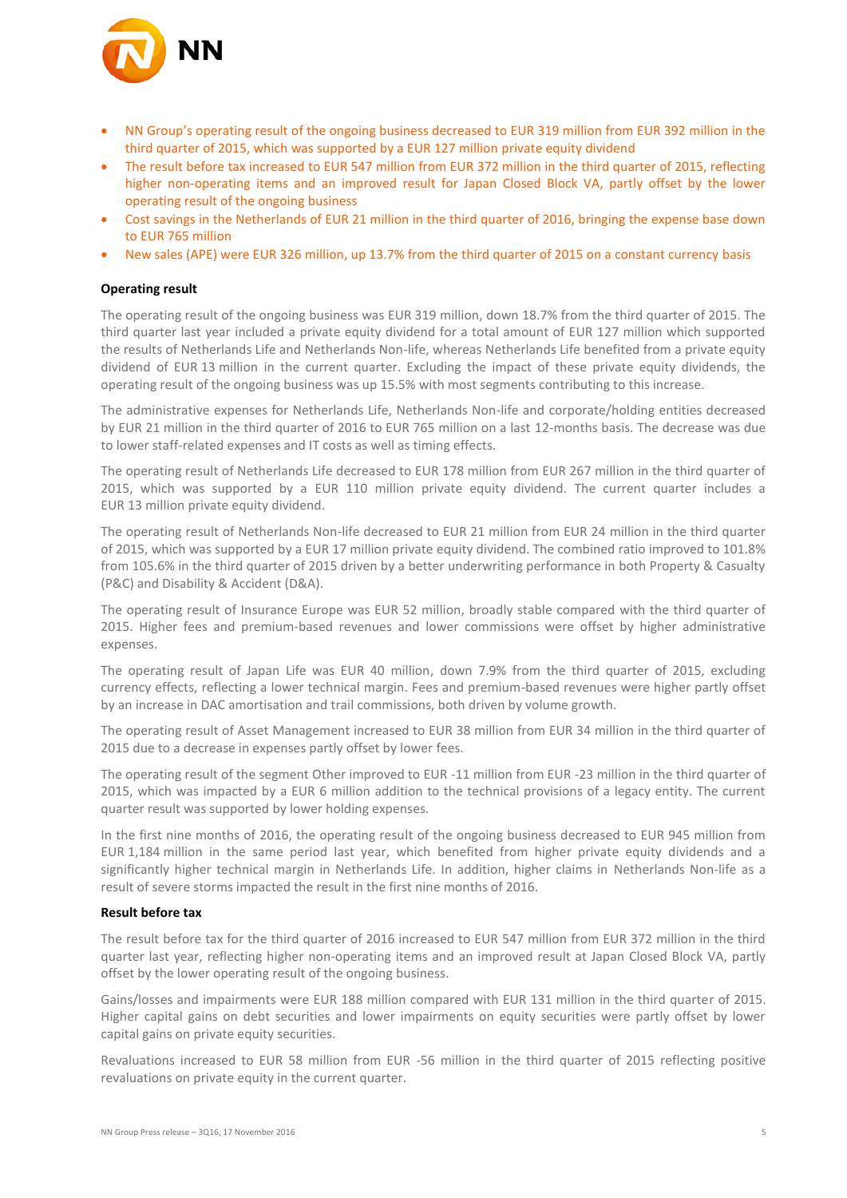- NN Group's operating result of the ongoing business decreased to EUR 319 million from EUR 392 million in the third quarter of 2015, which was supported by a EUR 127 million private equity dividend
- The result before tax increased to EUR 547 million from EUR 372 million in the third quarter of 2015, reflecting higher non-operating items and an improved result for Japan Closed Block VA, partly offset by the lower operating result of the ongoing business
- Cost savings in the Netherlands of EUR 21 million in the third quarter of 2016, bringing the expense base down to EUR 765 million
- New sales (APE) were EUR 326 million, up 13.7% from the third quarter of 2015 on a constant currency basis

**Operating result**

The operating result of the ongoing business was EUR 319 million, down 18.7% from the third quarter of 2015. The third quarter last year included a private equity dividend for a total amount of EUR 127 million which supported the results of Netherlands Life and Netherlands Non-life, whereas Netherlands Life benefited from a private equity dividend of EUR 13 million in the current quarter. Excluding the impact of these private equity dividends, the operating result of the ongoing business was up 15.5% with most segments contributing to this increase.

The administrative expenses for Netherlands Life, Netherlands Non-life and corporate/holding entities decreased by EUR 21 million in the third quarter of 2016 to EUR 765 million on a last 12-months basis. The decrease was due to lower staff-related expenses and IT costs as well as timing effects.

The operating result of Netherlands Life decreased to EUR 178 million from EUR 267 million in the third quarter of 2015, which was supported by a EUR 110 million private equity dividend. The current quarter includes a EUR 13 million private equity dividend.

The operating result of Netherlands Non-life decreased to EUR 21 million from EUR 24 million in the third quarter of 2015, which was supported by a EUR 17 million private equity dividend. The combined ratio improved to 101.8% from 105.6% in the third quarter of 2015 driven by a better underwriting performance in both Property & Casualty (P&C) and Disability & Accident (D&A).

The operating result of Insurance Europe was EUR 52 million, broadly stable compared with the third quarter of 2015. Higher fees and premium-based revenues and lower commissions were offset by higher administrative expenses.

The operating result of Japan Life was EUR 40 million, down 7.9% from the third quarter of 2015, excluding currency effects, reflecting a lower technical margin. Fees and premium-based revenues were higher partly offset by an increase in DAC amortisation and trail commissions, both driven by volume growth.

The operating result of Asset Management increased to EUR 38 million from EUR 34 million in the third quarter of 2015 due to a decrease in expenses partly offset by lower fees.

The operating result of the segment Other improved to EUR -11 million from EUR -23 million in the third quarter of 2015, which was impacted by a EUR 6 million addition to the technical provisions of a legacy entity. The current quarter result was supported by lower holding expenses.

In the first nine months of 2016, the operating result of the ongoing business decreased to EUR 945 million from EUR 1,184 million in the same period last year, which benefited from higher private equity dividends and a significantly higher technical margin in Netherlands Life. In addition, higher claims in Netherlands Non-life as a result of severe storms impacted the result in the first nine months of 2016.

**Result before tax**

The result before tax for the third quarter of 2016 increased to EUR 547 million from EUR 372 million in the third quarter last year, reflecting higher non-operating items and an improved result at Japan Closed Block VA, partly offset by the lower operating result of the ongoing business.

Gains/losses and impairments were EUR 188 million compared with EUR 131 million in the third quarter of 2015. Higher capital gains on debt securities and lower impairments on equity securities were partly offset by lower capital gains on private equity securities.

Revaluations increased to EUR 58 million from EUR -56 million in the third quarter of 2015 reflecting positive revaluations on private equity in the current quarter.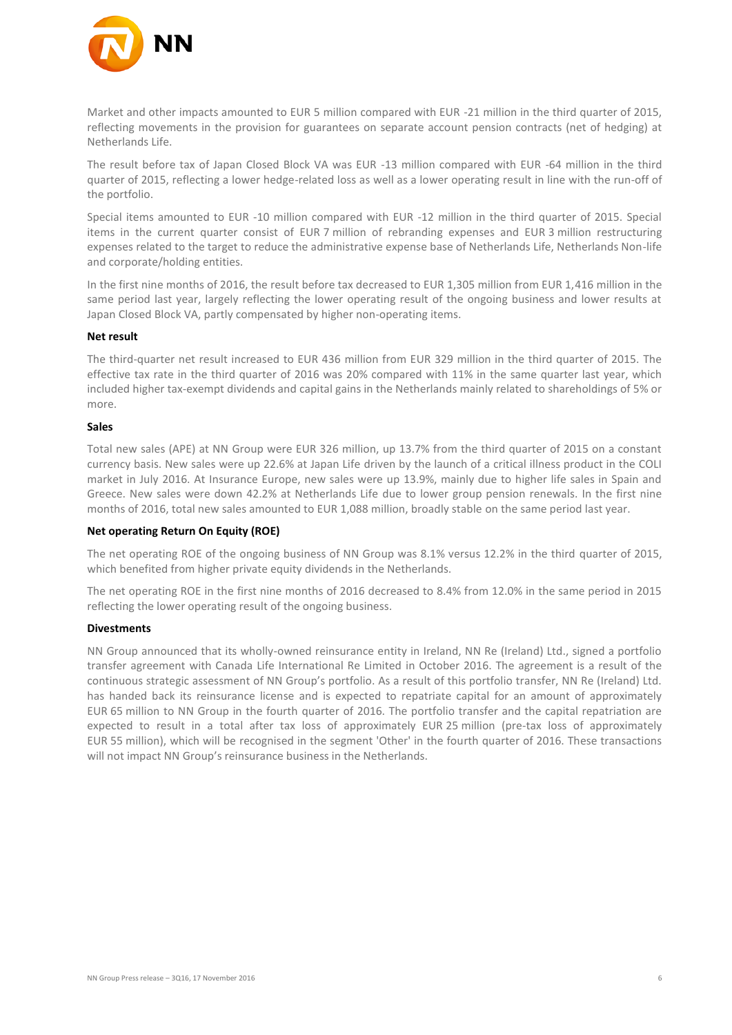Market and other impacts amounted to EUR 5 million compared with EUR -21 million in the third quarter of 2015, reflecting movements in the provision for guarantees on separate account pension contracts (net of hedging) at Netherlands Life.

The result before tax of Japan Closed Block VA was EUR -13 million compared with EUR -64 million in the third quarter of 2015, reflecting a lower hedge-related loss as well as a lower operating result in line with the run-off of the portfolio.

Special items amounted to EUR -10 million compared with EUR -12 million in the third quarter of 2015. Special items in the current quarter consist of EUR 7 million of rebranding expenses and EUR 3 million restructuring expenses related to the target to reduce the administrative expense base of Netherlands Life, Netherlands Non-life and corporate/holding entities.

In the first nine months of 2016, the result before tax decreased to EUR 1,305 million from EUR 1,416 million in the same period last year, largely reflecting the lower operating result of the ongoing business and lower results at Japan Closed Block VA, partly compensated by higher non-operating items.

**Net result**

The third-quarter net result increased to EUR 436 million from EUR 329 million in the third quarter of 2015. The effective tax rate in the third quarter of 2016 was 20% compared with 11% in the same quarter last year, which included higher tax-exempt dividends and capital gains in the Netherlands mainly related to shareholdings of 5% or more.

**Sales**

Total new sales (APE) at NN Group were EUR 326 million, up 13.7% from the third quarter of 2015 on a constant currency basis. New sales were up 22.6% at Japan Life driven by the launch of a critical illness product in the COLI market in July 2016. At Insurance Europe, new sales were up 13.9%, mainly due to higher life sales in Spain and Greece. New sales were down 42.2% at Netherlands Life due to lower group pension renewals. In the first nine months of 2016, total new sales amounted to EUR 1,088 million, broadly stable on the same period last year.

**Net operating Return On Equity (ROE)**

The net operating ROE of the ongoing business of NN Group was 8.1% versus 12.2% in the third quarter of 2015, which benefited from higher private equity dividends in the Netherlands.

The net operating ROE in the first nine months of 2016 decreased to 8.4% from 12.0% in the same period in 2015 reflecting the lower operating result of the ongoing business.

**Divestments**

NN Group announced that its wholly-owned reinsurance entity in Ireland, NN Re (Ireland) Ltd., signed a portfolio transfer agreement with Canada Life International Re Limited in October 2016. The agreement is a result of the continuous strategic assessment of NN Group's portfolio. As a result of this portfolio transfer, NN Re (Ireland) Ltd. has handed back its reinsurance license and is expected to repatriate capital for an amount of approximately EUR 65 million to NN Group in the fourth quarter of 2016. The portfolio transfer and the capital repatriation are expected to result in a total after tax loss of approximately EUR 25 million (pre-tax loss of approximately EUR 55 million), which will be recognised in the segment 'Other' in the fourth quarter of 2016. These transactions will not impact NN Group's reinsurance business in the Netherlands.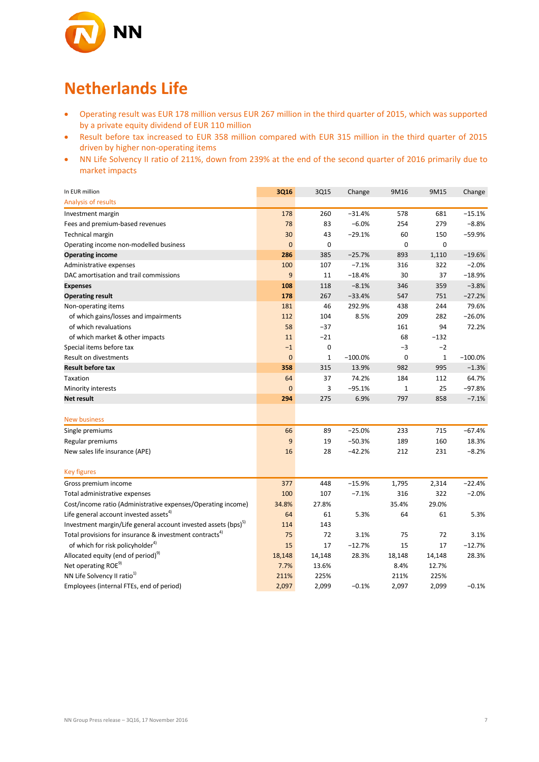# Netherlands Life

- Operating result was EUR 178 million versus EUR 267 million in the third quarter of 2015, which was supported by a private equity dividend of EUR 110 million
- Result before tax increased to EUR 358 million compared with EUR 315 million in the third quarter of 2015 driven by higher non-operating items
- NN Life Solvency II ratio of 211%, down from 239% at the end of the second quarter of 2016 primarily due to market impacts

| In EUR million | 3Q16 | 3Q15 | Change | 9M16 | 9M15 | Change |
|---|---|---|---|---|---|---|
| Analysis of results | | | | | | |
| Investment margin | 178 | 260 | −31.4% | 578 | 681 | −15.1% |
| Fees and premium-based revenues | 78 | 83 | −6.0% | 254 | 279 | −8.8% |
| Technical margin | 30 | 43 | −29.1% | 60 | 150 | −59.9% |
| Operating income non-modelled business | 0 | 0 | | 0 | 0 | |
| **Operating income** | **286** | 385 | −25.7% | 893 | 1,110 | −19.6% |
| Administrative expenses | 100 | 107 | −7.1% | 316 | 322 | −2.0% |
| DAC amortisation and trail commissions | 9 | 11 | −18.4% | 30 | 37 | −18.9% |
| **Expenses** | **108** | 118 | −8.1% | 346 | 359 | −3.8% |
| **Operating result** | **178** | 267 | −33.4% | 547 | 751 | −27.2% |
| Non-operating items | 181 | 46 | 292.9% | 438 | 244 | 79.6% |
| of which gains/losses and impairments | 112 | 104 | 8.5% | 209 | 282 | −26.0% |
| of which revaluations | 58 | −37 | | 161 | 94 | 72.2% |
| of which market & other impacts | 11 | −21 | | 68 | −132 | |
| Special items before tax | −1 | 0 | | −3 | −2 | |
| Result on divestments | 0 | 1 | −100.0% | 0 | 1 | −100.0% |
| **Result before tax** | **358** | 315 | 13.9% | 982 | 995 | −1.3% |
| Taxation | 64 | 37 | 74.2% | 184 | 112 | 64.7% |
| Minority interests | 0 | 3 | −95.1% | 1 | 25 | −97.8% |
| **Net result** | **294** | 275 | 6.9% | 797 | 858 | −7.1% |
| | | | | | | |
| New business | | | | | | |
| Single premiums | 66 | 89 | −25.0% | 233 | 715 | −67.4% |
| Regular premiums | 9 | 19 | −50.3% | 189 | 160 | 18.3% |
| New sales life insurance (APE) | 16 | 28 | −42.2% | 212 | 231 | −8.2% |
| | | | | | | |
| Key figures | | | | | | |
| Gross premium income | 377 | 448 | −15.9% | 1,795 | 2,314 | −22.4% |
| Total administrative expenses | 100 | 107 | −7.1% | 316 | 322 | −2.0% |
| Cost/income ratio (Administrative expenses/Operating income) | 34.8% | 27.8% | | 35.4% | 29.0% | |
| Life general account invested assets[4] | 64 | 61 | 5.3% | 64 | 61 | 5.3% |
| Investment margin/Life general account invested assets (bps)[5] | 114 | 143 | | | | |
| Total provisions for insurance & investment contracts[4] | 75 | 72 | 3.1% | 75 | 72 | 3.1% |
| of which for risk policyholder[4] | 15 | 17 | −12.7% | 15 | 17 | −12.7% |
| Allocated equity (end of period)[9] | 18,148 | 14,148 | 28.3% | 18,148 | 14,148 | 28.3% |
| Net operating ROE[9] | 7.7% | 13.6% | | 8.4% | 12.7% | |
| NN Life Solvency II ratio[1] | 211% | 225% | | 211% | 225% | |
| Employees (internal FTEs, end of period) | 2,097 | 2,099 | −0.1% | 2,097 | 2,099 | −0.1% |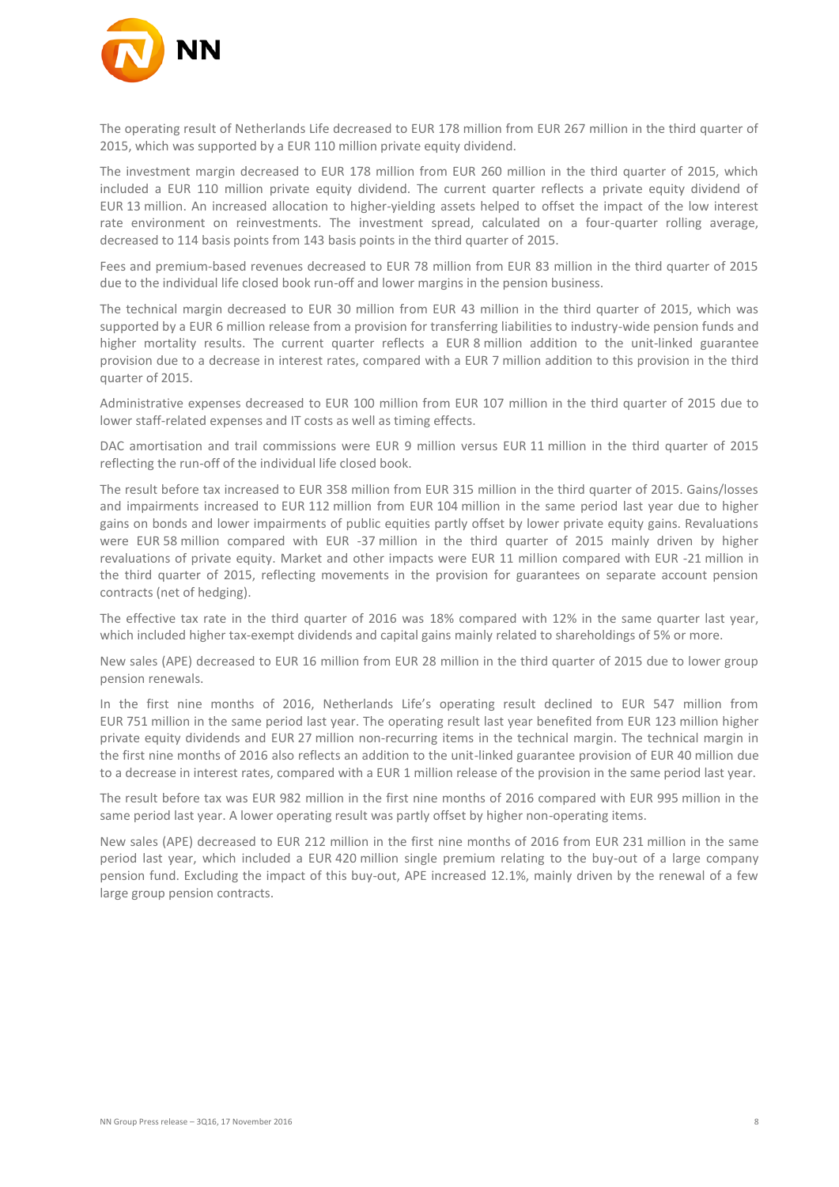The operating result of Netherlands Life decreased to EUR 178 million from EUR 267 million in the third quarter of 2015, which was supported by a EUR 110 million private equity dividend.

The investment margin decreased to EUR 178 million from EUR 260 million in the third quarter of 2015, which included a EUR 110 million private equity dividend. The current quarter reflects a private equity dividend of EUR 13 million. An increased allocation to higher-yielding assets helped to offset the impact of the low interest rate environment on reinvestments. The investment spread, calculated on a four-quarter rolling average, decreased to 114 basis points from 143 basis points in the third quarter of 2015.

Fees and premium-based revenues decreased to EUR 78 million from EUR 83 million in the third quarter of 2015 due to the individual life closed book run-off and lower margins in the pension business.

The technical margin decreased to EUR 30 million from EUR 43 million in the third quarter of 2015, which was supported by a EUR 6 million release from a provision for transferring liabilities to industry-wide pension funds and higher mortality results. The current quarter reflects a EUR 8 million addition to the unit-linked guarantee provision due to a decrease in interest rates, compared with a EUR 7 million addition to this provision in the third quarter of 2015.

Administrative expenses decreased to EUR 100 million from EUR 107 million in the third quarter of 2015 due to lower staff-related expenses and IT costs as well as timing effects.

DAC amortisation and trail commissions were EUR 9 million versus EUR 11 million in the third quarter of 2015 reflecting the run-off of the individual life closed book.

The result before tax increased to EUR 358 million from EUR 315 million in the third quarter of 2015. Gains/losses and impairments increased to EUR 112 million from EUR 104 million in the same period last year due to higher gains on bonds and lower impairments of public equities partly offset by lower private equity gains. Revaluations were EUR 58 million compared with EUR -37 million in the third quarter of 2015 mainly driven by higher revaluations of private equity. Market and other impacts were EUR 11 million compared with EUR -21 million in the third quarter of 2015, reflecting movements in the provision for guarantees on separate account pension contracts (net of hedging).

The effective tax rate in the third quarter of 2016 was 18% compared with 12% in the same quarter last year, which included higher tax-exempt dividends and capital gains mainly related to shareholdings of 5% or more.

New sales (APE) decreased to EUR 16 million from EUR 28 million in the third quarter of 2015 due to lower group pension renewals.

In the first nine months of 2016, Netherlands Life's operating result declined to EUR 547 million from EUR 751 million in the same period last year. The operating result last year benefited from EUR 123 million higher private equity dividends and EUR 27 million non-recurring items in the technical margin. The technical margin in the first nine months of 2016 also reflects an addition to the unit-linked guarantee provision of EUR 40 million due to a decrease in interest rates, compared with a EUR 1 million release of the provision in the same period last year.

The result before tax was EUR 982 million in the first nine months of 2016 compared with EUR 995 million in the same period last year. A lower operating result was partly offset by higher non-operating items.

New sales (APE) decreased to EUR 212 million in the first nine months of 2016 from EUR 231 million in the same period last year, which included a EUR 420 million single premium relating to the buy-out of a large company pension fund. Excluding the impact of this buy-out, APE increased 12.1%, mainly driven by the renewal of a few large group pension contracts.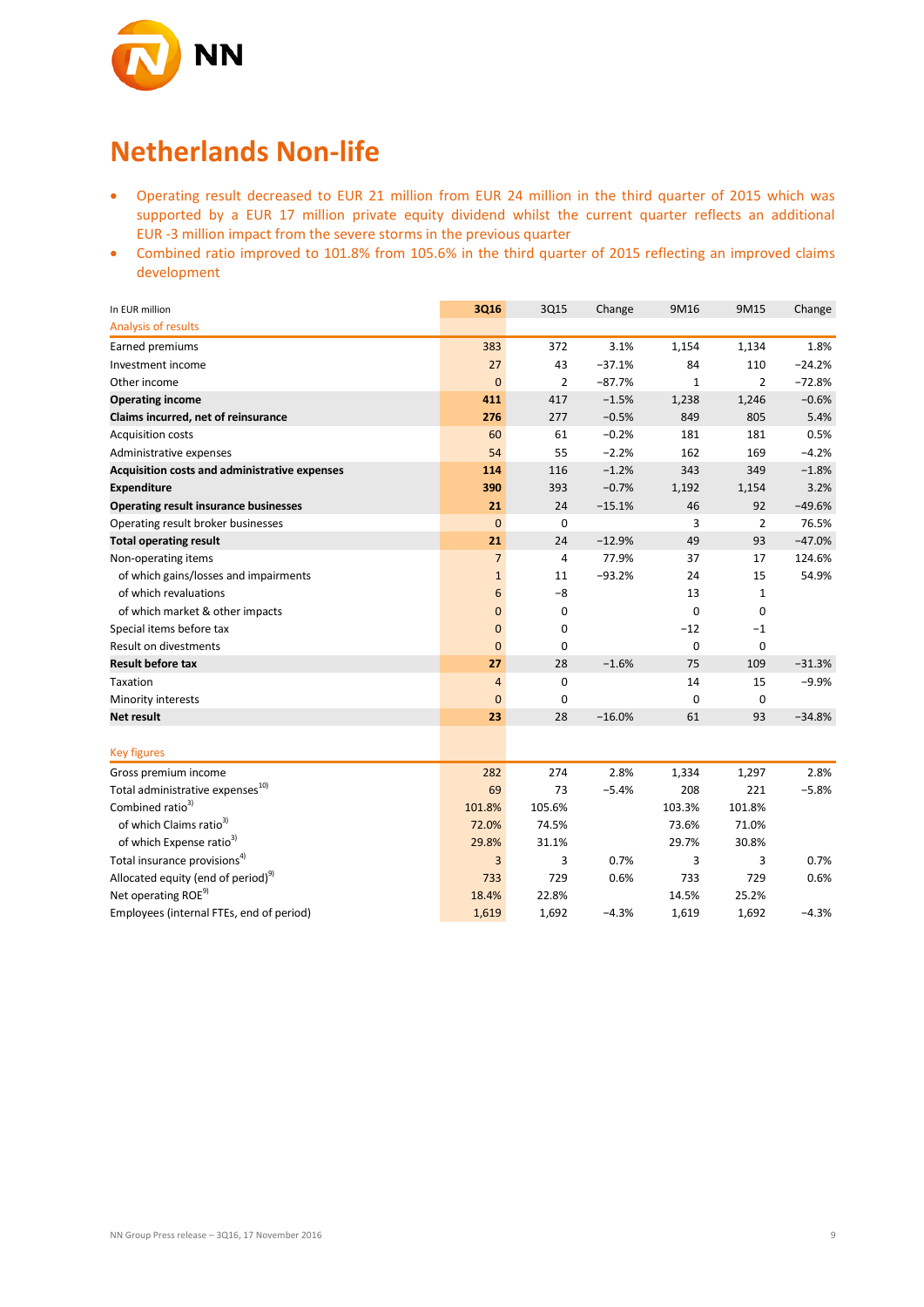# Netherlands Non-life

- Operating result decreased to EUR 21 million from EUR 24 million in the third quarter of 2015 which was supported by a EUR 17 million private equity dividend whilst the current quarter reflects an additional EUR -3 million impact from the severe storms in the previous quarter
- Combined ratio improved to 101.8% from 105.6% in the third quarter of 2015 reflecting an improved claims development

| In EUR million | 3Q16 | 3Q15 | Change | 9M16 | 9M15 | Change |
|---|---|---|---|---|---|---|
| Analysis of results | | | | | | |
| Earned premiums | 383 | 372 | 3.1% | 1,154 | 1,134 | 1.8% |
| Investment income | 27 | 43 | −37.1% | 84 | 110 | −24.2% |
| Other income | 0 | 2 | −87.7% | 1 | 2 | −72.8% |
| **Operating income** | **411** | 417 | −1.5% | 1,238 | 1,246 | −0.6% |
| **Claims incurred, net of reinsurance** | **276** | 277 | −0.5% | 849 | 805 | 5.4% |
| Acquisition costs | 60 | 61 | −0.2% | 181 | 181 | 0.5% |
| Administrative expenses | 54 | 55 | −2.2% | 162 | 169 | −4.2% |
| **Acquisition costs and administrative expenses** | **114** | 116 | −1.2% | 343 | 349 | −1.8% |
| **Expenditure** | **390** | 393 | −0.7% | 1,192 | 1,154 | 3.2% |
| **Operating result insurance businesses** | **21** | 24 | −15.1% | 46 | 92 | −49.6% |
| Operating result broker businesses | 0 | 0 | | 3 | 2 | 76.5% |
| **Total operating result** | **21** | 24 | −12.9% | 49 | 93 | −47.0% |
| Non-operating items | 7 | 4 | 77.9% | 37 | 17 | 124.6% |
| of which gains/losses and impairments | 1 | 11 | −93.2% | 24 | 15 | 54.9% |
| of which revaluations | 6 | −8 | | 13 | 1 | |
| of which market & other impacts | 0 | 0 | | 0 | 0 | |
| Special items before tax | 0 | 0 | | −12 | −1 | |
| Result on divestments | 0 | 0 | | 0 | 0 | |
| **Result before tax** | **27** | 28 | −1.6% | 75 | 109 | −31.3% |
| Taxation | 4 | 0 | | 14 | 15 | −9.9% |
| Minority interests | 0 | 0 | | 0 | 0 | |
| **Net result** | **23** | 28 | −16.0% | 61 | 93 | −34.8% |
| | | | | | | |
| Key figures | | | | | | |
| Gross premium income | 282 | 274 | 2.8% | 1,334 | 1,297 | 2.8% |
| Total administrative expenses[10] | 69 | 73 | −5.4% | 208 | 221 | −5.8% |
| Combined ratio[3] | 101.8% | 105.6% | | 103.3% | 101.8% | |
| of which Claims ratio[3] | 72.0% | 74.5% | | 73.6% | 71.0% | |
| of which Expense ratio[3] | 29.8% | 31.1% | | 29.7% | 30.8% | |
| Total insurance provisions[4] | 3 | 3 | 0.7% | 3 | 3 | 0.7% |
| Allocated equity (end of period)[9] | 733 | 729 | 0.6% | 733 | 729 | 0.6% |
| Net operating ROE[9] | 18.4% | 22.8% | | 14.5% | 25.2% | |
| Employees (internal FTEs, end of period) | 1,619 | 1,692 | −4.3% | 1,619 | 1,692 | −4.3% |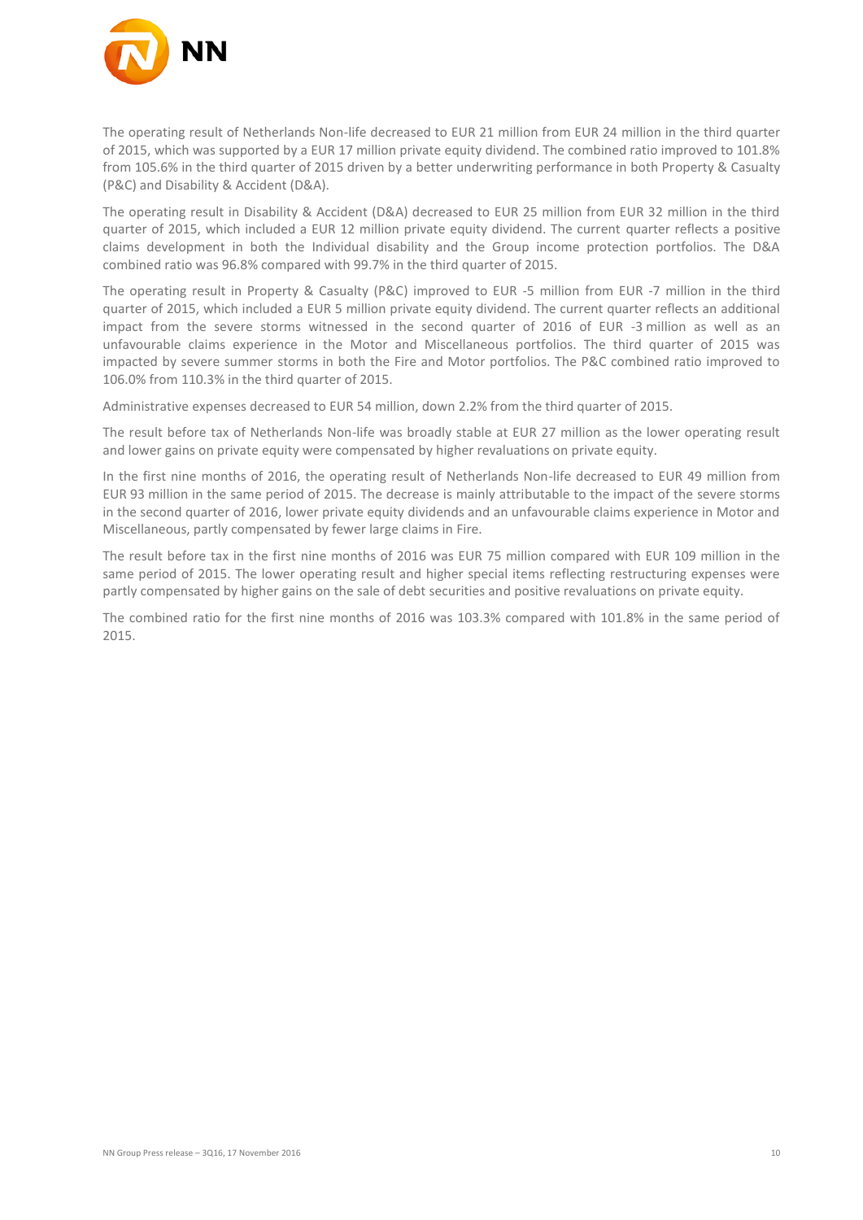The operating result of Netherlands Non-life decreased to EUR 21 million from EUR 24 million in the third quarter of 2015, which was supported by a EUR 17 million private equity dividend. The combined ratio improved to 101.8% from 105.6% in the third quarter of 2015 driven by a better underwriting performance in both Property & Casualty (P&C) and Disability & Accident (D&A).

The operating result in Disability & Accident (D&A) decreased to EUR 25 million from EUR 32 million in the third quarter of 2015, which included a EUR 12 million private equity dividend. The current quarter reflects a positive claims development in both the Individual disability and the Group income protection portfolios. The D&A combined ratio was 96.8% compared with 99.7% in the third quarter of 2015.

The operating result in Property & Casualty (P&C) improved to EUR -5 million from EUR -7 million in the third quarter of 2015, which included a EUR 5 million private equity dividend. The current quarter reflects an additional impact from the severe storms witnessed in the second quarter of 2016 of EUR -3 million as well as an unfavourable claims experience in the Motor and Miscellaneous portfolios. The third quarter of 2015 was impacted by severe summer storms in both the Fire and Motor portfolios. The P&C combined ratio improved to 106.0% from 110.3% in the third quarter of 2015.

Administrative expenses decreased to EUR 54 million, down 2.2% from the third quarter of 2015.

The result before tax of Netherlands Non-life was broadly stable at EUR 27 million as the lower operating result and lower gains on private equity were compensated by higher revaluations on private equity.

In the first nine months of 2016, the operating result of Netherlands Non-life decreased to EUR 49 million from EUR 93 million in the same period of 2015. The decrease is mainly attributable to the impact of the severe storms in the second quarter of 2016, lower private equity dividends and an unfavourable claims experience in Motor and Miscellaneous, partly compensated by fewer large claims in Fire.

The result before tax in the first nine months of 2016 was EUR 75 million compared with EUR 109 million in the same period of 2015. The lower operating result and higher special items reflecting restructuring expenses were partly compensated by higher gains on the sale of debt securities and positive revaluations on private equity.

The combined ratio for the first nine months of 2016 was 103.3% compared with 101.8% in the same period of 2015.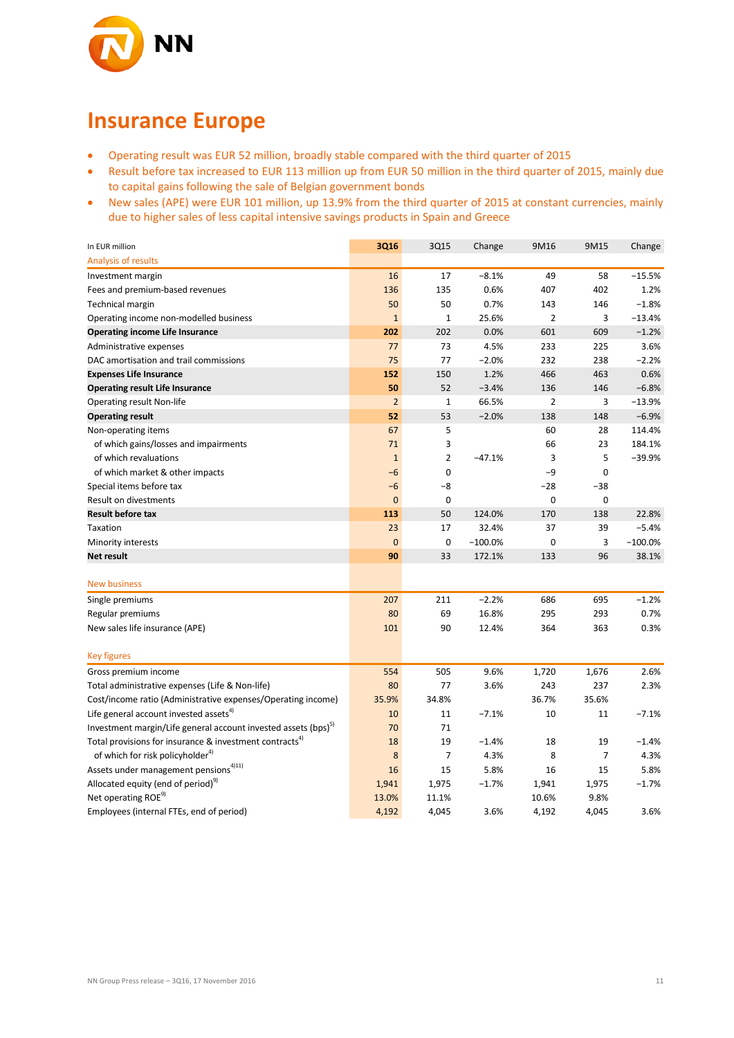# Insurance Europe

- Operating result was EUR 52 million, broadly stable compared with the third quarter of 2015
- Result before tax increased to EUR 113 million up from EUR 50 million in the third quarter of 2015, mainly due to capital gains following the sale of Belgian government bonds
- New sales (APE) were EUR 101 million, up 13.9% from the third quarter of 2015 at constant currencies, mainly due to higher sales of less capital intensive savings products in Spain and Greece

| In EUR million | 3Q16 | 3Q15 | Change | 9M16 | 9M15 | Change |
|---|---|---|---|---|---|---|
| Analysis of results | | | | | | |
| Investment margin | 16 | 17 | −8.1% | 49 | 58 | −15.5% |
| Fees and premium-based revenues | 136 | 135 | 0.6% | 407 | 402 | 1.2% |
| Technical margin | 50 | 50 | 0.7% | 143 | 146 | −1.8% |
| Operating income non-modelled business | 1 | 1 | 25.6% | 2 | 3 | −13.4% |
| **Operating income Life Insurance** | **202** | 202 | 0.0% | 601 | 609 | −1.2% |
| Administrative expenses | 77 | 73 | 4.5% | 233 | 225 | 3.6% |
| DAC amortisation and trail commissions | 75 | 77 | −2.0% | 232 | 238 | −2.2% |
| **Expenses Life Insurance** | **152** | 150 | 1.2% | 466 | 463 | 0.6% |
| **Operating result Life Insurance** | **50** | 52 | −3.4% | 136 | 146 | −6.8% |
| Operating result Non-life | 2 | 1 | 66.5% | 2 | 3 | −13.9% |
| **Operating result** | **52** | 53 | −2.0% | 138 | 148 | −6.9% |
| Non-operating items | 67 | 5 | | 60 | 28 | 114.4% |
| of which gains/losses and impairments | 71 | 3 | | 66 | 23 | 184.1% |
| of which revaluations | 1 | 2 | −47.1% | 3 | 5 | −39.9% |
| of which market & other impacts | −6 | 0 | | −9 | 0 | |
| Special items before tax | −6 | −8 | | −28 | −38 | |
| Result on divestments | 0 | 0 | | 0 | 0 | |
| **Result before tax** | **113** | 50 | 124.0% | 170 | 138 | 22.8% |
| Taxation | 23 | 17 | 32.4% | 37 | 39 | −5.4% |
| Minority interests | 0 | 0 | −100.0% | 0 | 3 | −100.0% |
| **Net result** | **90** | 33 | 172.1% | 133 | 96 | 38.1% |
| New business | | | | | | |
| Single premiums | 207 | 211 | −2.2% | 686 | 695 | −1.2% |
| Regular premiums | 80 | 69 | 16.8% | 295 | 293 | 0.7% |
| New sales life insurance (APE) | 101 | 90 | 12.4% | 364 | 363 | 0.3% |
| Key figures | | | | | | |
| Gross premium income | 554 | 505 | 9.6% | 1,720 | 1,676 | 2.6% |
| Total administrative expenses (Life & Non-life) | 80 | 77 | 3.6% | 243 | 237 | 2.3% |
| Cost/income ratio (Administrative expenses/Operating income) | 35.9% | 34.8% | | 36.7% | 35.6% | |
| Life general account invested assets[4)] | 10 | 11 | −7.1% | 10 | 11 | −7.1% |
| Investment margin/Life general account invested assets (bps)[5)] | 70 | 71 | | | | |
| Total provisions for insurance & investment contracts[4)] | 18 | 19 | −1.4% | 18 | 19 | −1.4% |
| of which for risk policyholder[4)] | 8 | 7 | 4.3% | 8 | 7 | 4.3% |
| Assets under management pensions[4)11)] | 16 | 15 | 5.8% | 16 | 15 | 5.8% |
| Allocated equity (end of period)[9)] | 1,941 | 1,975 | −1.7% | 1,941 | 1,975 | −1.7% |
| Net operating ROE[9)] | 13.0% | 11.1% | | 10.6% | 9.8% | |
| Employees (internal FTEs, end of period) | 4,192 | 4,045 | 3.6% | 4,192 | 4,045 | 3.6% |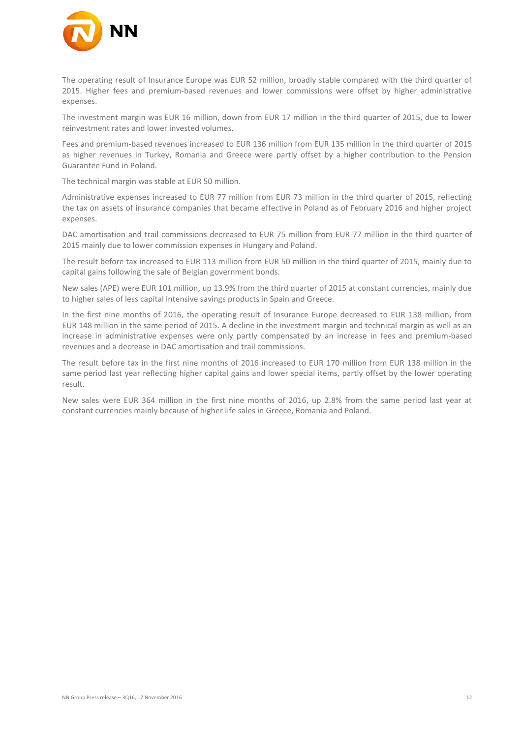The operating result of Insurance Europe was EUR 52 million, broadly stable compared with the third quarter of 2015. Higher fees and premium-based revenues and lower commissions were offset by higher administrative expenses.

The investment margin was EUR 16 million, down from EUR 17 million in the third quarter of 2015, due to lower reinvestment rates and lower invested volumes.

Fees and premium-based revenues increased to EUR 136 million from EUR 135 million in the third quarter of 2015 as higher revenues in Turkey, Romania and Greece were partly offset by a higher contribution to the Pension Guarantee Fund in Poland.

The technical margin was stable at EUR 50 million.

Administrative expenses increased to EUR 77 million from EUR 73 million in the third quarter of 2015, reflecting the tax on assets of insurance companies that became effective in Poland as of February 2016 and higher project expenses.

DAC amortisation and trail commissions decreased to EUR 75 million from EUR 77 million in the third quarter of 2015 mainly due to lower commission expenses in Hungary and Poland.

The result before tax increased to EUR 113 million from EUR 50 million in the third quarter of 2015, mainly due to capital gains following the sale of Belgian government bonds.

New sales (APE) were EUR 101 million, up 13.9% from the third quarter of 2015 at constant currencies, mainly due to higher sales of less capital intensive savings products in Spain and Greece.

In the first nine months of 2016, the operating result of Insurance Europe decreased to EUR 138 million, from EUR 148 million in the same period of 2015. A decline in the investment margin and technical margin as well as an increase in administrative expenses were only partly compensated by an increase in fees and premium-based revenues and a decrease in DAC amortisation and trail commissions.

The result before tax in the first nine months of 2016 increased to EUR 170 million from EUR 138 million in the same period last year reflecting higher capital gains and lower special items, partly offset by the lower operating result.

New sales were EUR 364 million in the first nine months of 2016, up 2.8% from the same period last year at constant currencies mainly because of higher life sales in Greece, Romania and Poland.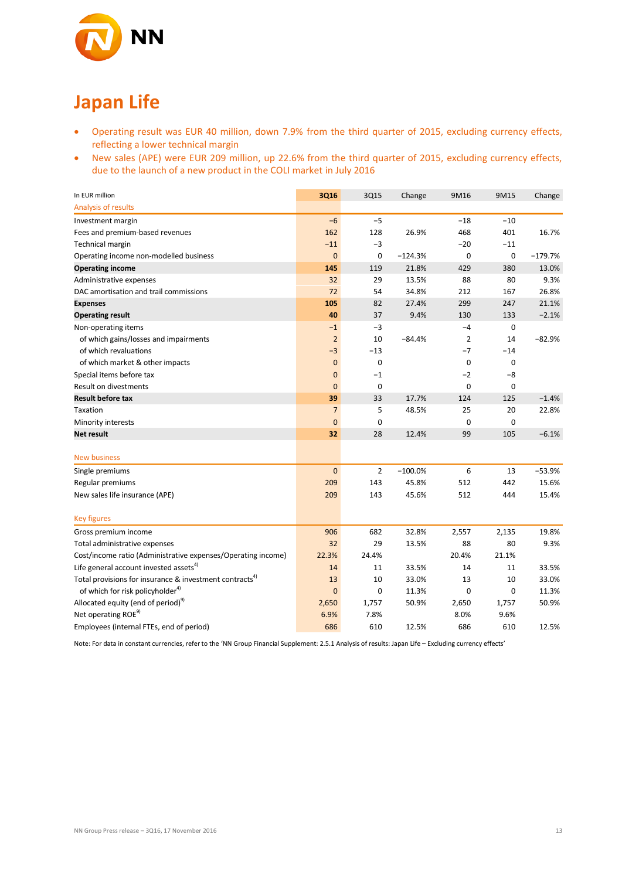# Japan Life

- Operating result was EUR 40 million, down 7.9% from the third quarter of 2015, excluding currency effects, reflecting a lower technical margin
- New sales (APE) were EUR 209 million, up 22.6% from the third quarter of 2015, excluding currency effects, due to the launch of a new product in the COLI market in July 2016

| In EUR million | 3Q16 | 3Q15 | Change | 9M16 | 9M15 | Change |
|---|---|---|---|---|---|---|
| Analysis of results | | | | | | |
| Investment margin | −6 | −5 | | −18 | −10 | |
| Fees and premium-based revenues | 162 | 128 | 26.9% | 468 | 401 | 16.7% |
| Technical margin | −11 | −3 | | −20 | −11 | |
| Operating income non-modelled business | 0 | 0 | −124.3% | 0 | 0 | −179.7% |
| **Operating income** | **145** | 119 | 21.8% | 429 | 380 | 13.0% |
| Administrative expenses | 32 | 29 | 13.5% | 88 | 80 | 9.3% |
| DAC amortisation and trail commissions | 72 | 54 | 34.8% | 212 | 167 | 26.8% |
| **Expenses** | **105** | 82 | 27.4% | 299 | 247 | 21.1% |
| **Operating result** | **40** | 37 | 9.4% | 130 | 133 | −2.1% |
| Non-operating items | −1 | −3 | | −4 | 0 | |
| of which gains/losses and impairments | 2 | 10 | −84.4% | 2 | 14 | −82.9% |
| of which revaluations | −3 | −13 | | −7 | −14 | |
| of which market & other impacts | 0 | 0 | | 0 | 0 | |
| Special items before tax | 0 | −1 | | −2 | −8 | |
| Result on divestments | 0 | 0 | | 0 | 0 | |
| **Result before tax** | **39** | 33 | 17.7% | 124 | 125 | −1.4% |
| Taxation | 7 | 5 | 48.5% | 25 | 20 | 22.8% |
| Minority interests | 0 | 0 | | 0 | 0 | |
| **Net result** | **32** | 28 | 12.4% | 99 | 105 | −6.1% |
| | | | | | | |
| New business | | | | | | |
| Single premiums | 0 | 2 | −100.0% | 6 | 13 | −53.9% |
| Regular premiums | 209 | 143 | 45.8% | 512 | 442 | 15.6% |
| New sales life insurance (APE) | 209 | 143 | 45.6% | 512 | 444 | 15.4% |
| | | | | | | |
| Key figures | | | | | | |
| Gross premium income | 906 | 682 | 32.8% | 2,557 | 2,135 | 19.8% |
| Total administrative expenses | 32 | 29 | 13.5% | 88 | 80 | 9.3% |
| Cost/income ratio (Administrative expenses/Operating income) | 22.3% | 24.4% | | 20.4% | 21.1% | |
| Life general account invested assets[4] | 14 | 11 | 33.5% | 14 | 11 | 33.5% |
| Total provisions for insurance & investment contracts[4] | 13 | 10 | 33.0% | 13 | 10 | 33.0% |
| of which for risk policyholder[4] | 0 | 0 | 11.3% | 0 | 0 | 11.3% |
| Allocated equity (end of period)[9] | 2,650 | 1,757 | 50.9% | 2,650 | 1,757 | 50.9% |
| Net operating ROE[9] | 6.9% | 7.8% | | 8.0% | 9.6% | |
| Employees (internal FTEs, end of period) | 686 | 610 | 12.5% | 686 | 610 | 12.5% |

Note: For data in constant currencies, refer to the 'NN Group Financial Supplement: 2.5.1 Analysis of results: Japan Life – Excluding currency effects'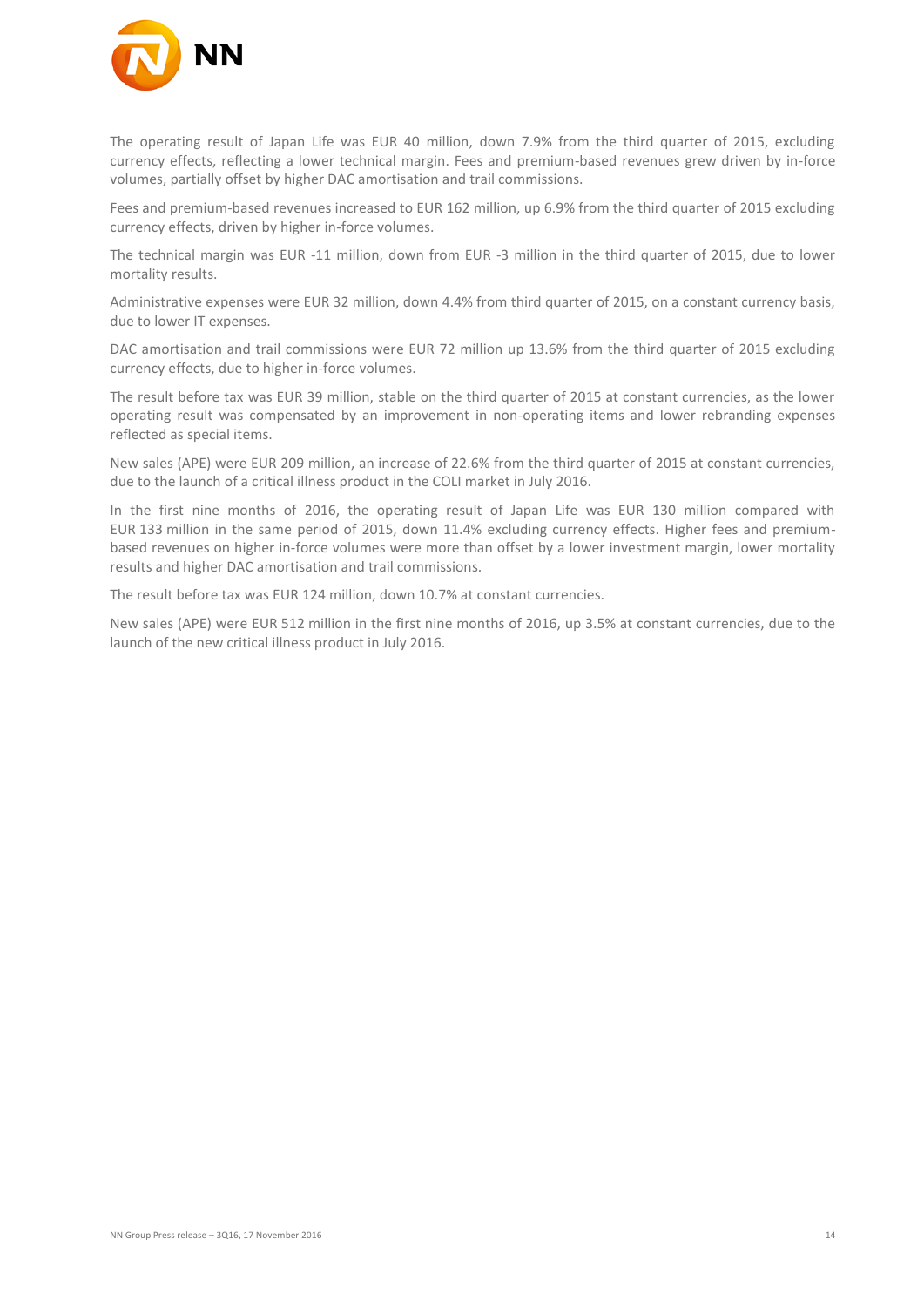The operating result of Japan Life was EUR 40 million, down 7.9% from the third quarter of 2015, excluding currency effects, reflecting a lower technical margin. Fees and premium-based revenues grew driven by in-force volumes, partially offset by higher DAC amortisation and trail commissions.

Fees and premium-based revenues increased to EUR 162 million, up 6.9% from the third quarter of 2015 excluding currency effects, driven by higher in-force volumes.

The technical margin was EUR -11 million, down from EUR -3 million in the third quarter of 2015, due to lower mortality results.

Administrative expenses were EUR 32 million, down 4.4% from third quarter of 2015, on a constant currency basis, due to lower IT expenses.

DAC amortisation and trail commissions were EUR 72 million up 13.6% from the third quarter of 2015 excluding currency effects, due to higher in-force volumes.

The result before tax was EUR 39 million, stable on the third quarter of 2015 at constant currencies, as the lower operating result was compensated by an improvement in non-operating items and lower rebranding expenses reflected as special items.

New sales (APE) were EUR 209 million, an increase of 22.6% from the third quarter of 2015 at constant currencies, due to the launch of a critical illness product in the COLI market in July 2016.

In the first nine months of 2016, the operating result of Japan Life was EUR 130 million compared with EUR 133 million in the same period of 2015, down 11.4% excluding currency effects. Higher fees and premium-based revenues on higher in-force volumes were more than offset by a lower investment margin, lower mortality results and higher DAC amortisation and trail commissions.

The result before tax was EUR 124 million, down 10.7% at constant currencies.

New sales (APE) were EUR 512 million in the first nine months of 2016, up 3.5% at constant currencies, due to the launch of the new critical illness product in July 2016.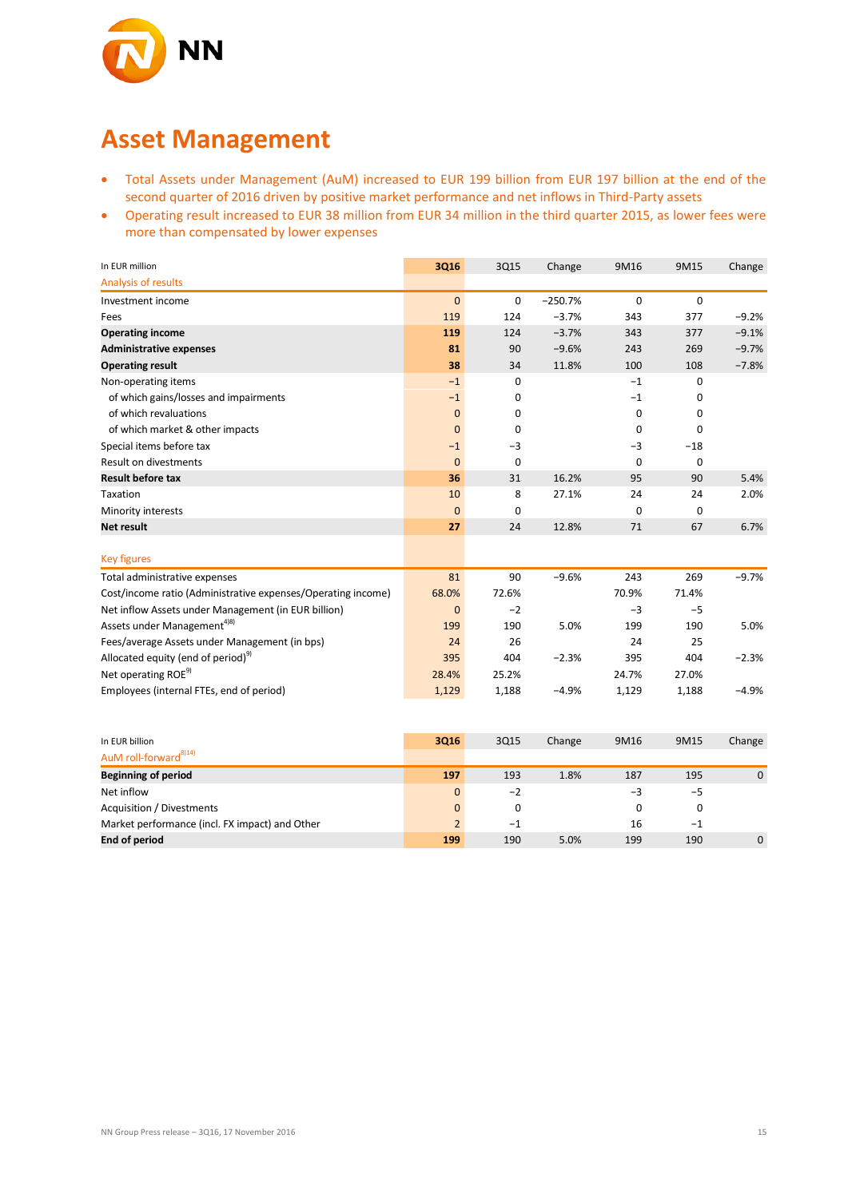# Asset Management

- Total Assets under Management (AuM) increased to EUR 199 billion from EUR 197 billion at the end of the second quarter of 2016 driven by positive market performance and net inflows in Third-Party assets
- Operating result increased to EUR 38 million from EUR 34 million in the third quarter 2015, as lower fees were more than compensated by lower expenses

| In EUR million | 3Q16 | 3Q15 | Change | 9M16 | 9M15 | Change |
|---|---|---|---|---|---|---|
| Analysis of results | | | | | | |
| Investment income | 0 | 0 | −250.7% | 0 | 0 | |
| Fees | 119 | 124 | −3.7% | 343 | 377 | −9.2% |
| **Operating income** | **119** | 124 | −3.7% | 343 | 377 | −9.1% |
| **Administrative expenses** | **81** | 90 | −9.6% | 243 | 269 | −9.7% |
| **Operating result** | **38** | 34 | 11.8% | 100 | 108 | −7.8% |
| Non-operating items | −1 | 0 | | −1 | 0 | |
| of which gains/losses and impairments | −1 | 0 | | −1 | 0 | |
| of which revaluations | 0 | 0 | | 0 | 0 | |
| of which market & other impacts | 0 | 0 | | 0 | 0 | |
| Special items before tax | −1 | −3 | | −3 | −18 | |
| Result on divestments | 0 | 0 | | 0 | 0 | |
| **Result before tax** | **36** | 31 | 16.2% | 95 | 90 | 5.4% |
| Taxation | 10 | 8 | 27.1% | 24 | 24 | 2.0% |
| Minority interests | 0 | 0 | | 0 | 0 | |
| **Net result** | **27** | 24 | 12.8% | 71 | 67 | 6.7% |
| | | | | | | |
| Key figures | | | | | | |
| Total administrative expenses | 81 | 90 | −9.6% | 243 | 269 | −9.7% |
| Cost/income ratio (Administrative expenses/Operating income) | 68.0% | 72.6% | | 70.9% | 71.4% | |
| Net inflow Assets under Management (in EUR billion) | 0 | −2 | | −3 | −5 | |
| Assets under Management[4)8)] | 199 | 190 | 5.0% | 199 | 190 | 5.0% |
| Fees/average Assets under Management (in bps) | 24 | 26 | | 24 | 25 | |
| Allocated equity (end of period)[9)] | 395 | 404 | −2.3% | 395 | 404 | −2.3% |
| Net operating ROE[9)] | 28.4% | 25.2% | | 24.7% | 27.0% | |
| Employees (internal FTEs, end of period) | 1,129 | 1,188 | −4.9% | 1,129 | 1,188 | −4.9% |

| In EUR billion | 3Q16 | 3Q15 | Change | 9M16 | 9M15 | Change |
|---|---|---|---|---|---|---|
| AuM roll-forward[8)14)] | | | | | | |
| **Beginning of period** | **197** | 193 | 1.8% | 187 | 195 | 0 |
| Net inflow | 0 | −2 | | −3 | −5 | |
| Acquisition / Divestments | 0 | 0 | | 0 | 0 | |
| Market performance (incl. FX impact) and Other | 2 | −1 | | 16 | −1 | |
| **End of period** | **199** | 190 | 5.0% | 199 | 190 | 0 |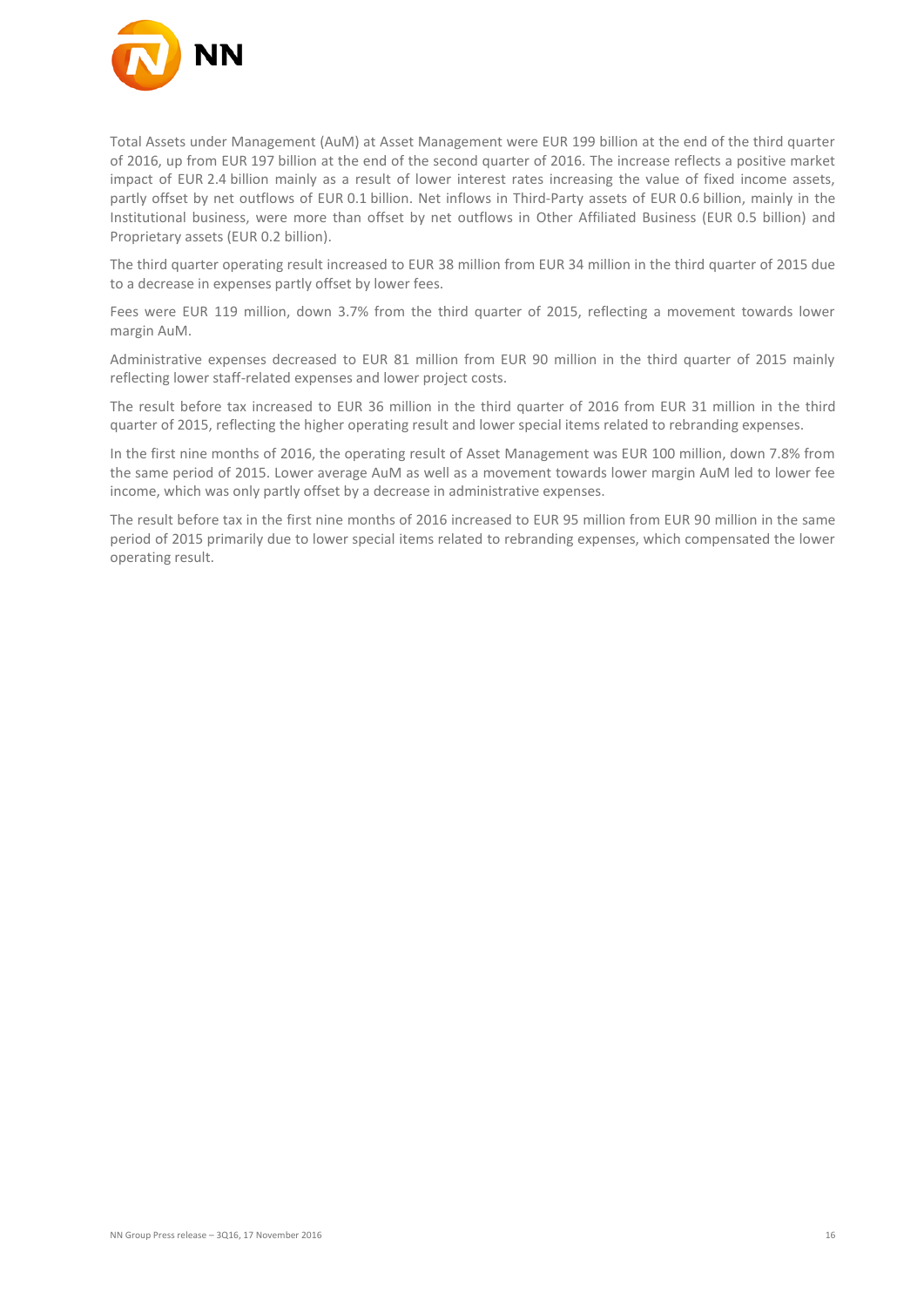Total Assets under Management (AuM) at Asset Management were EUR 199 billion at the end of the third quarter of 2016, up from EUR 197 billion at the end of the second quarter of 2016. The increase reflects a positive market impact of EUR 2.4 billion mainly as a result of lower interest rates increasing the value of fixed income assets, partly offset by net outflows of EUR 0.1 billion. Net inflows in Third-Party assets of EUR 0.6 billion, mainly in the Institutional business, were more than offset by net outflows in Other Affiliated Business (EUR 0.5 billion) and Proprietary assets (EUR 0.2 billion).

The third quarter operating result increased to EUR 38 million from EUR 34 million in the third quarter of 2015 due to a decrease in expenses partly offset by lower fees.

Fees were EUR 119 million, down 3.7% from the third quarter of 2015, reflecting a movement towards lower margin AuM.

Administrative expenses decreased to EUR 81 million from EUR 90 million in the third quarter of 2015 mainly reflecting lower staff-related expenses and lower project costs.

The result before tax increased to EUR 36 million in the third quarter of 2016 from EUR 31 million in the third quarter of 2015, reflecting the higher operating result and lower special items related to rebranding expenses.

In the first nine months of 2016, the operating result of Asset Management was EUR 100 million, down 7.8% from the same period of 2015. Lower average AuM as well as a movement towards lower margin AuM led to lower fee income, which was only partly offset by a decrease in administrative expenses.

The result before tax in the first nine months of 2016 increased to EUR 95 million from EUR 90 million in the same period of 2015 primarily due to lower special items related to rebranding expenses, which compensated the lower operating result.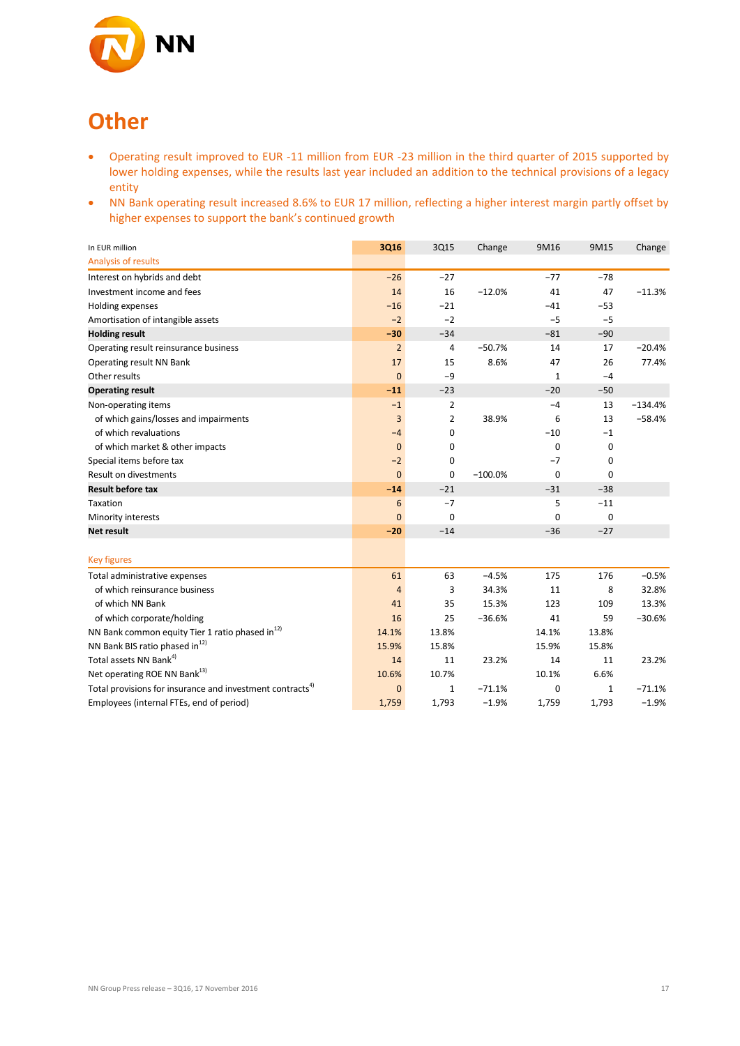# Other

- Operating result improved to EUR -11 million from EUR -23 million in the third quarter of 2015 supported by lower holding expenses, while the results last year included an addition to the technical provisions of a legacy entity
- NN Bank operating result increased 8.6% to EUR 17 million, reflecting a higher interest margin partly offset by higher expenses to support the bank's continued growth

| In EUR million | 3Q16 | 3Q15 | Change | 9M16 | 9M15 | Change |
|---|---|---|---|---|---|---|
| Analysis of results | | | | | | |
| Interest on hybrids and debt | −26 | −27 | | −77 | −78 | |
| Investment income and fees | 14 | 16 | −12.0% | 41 | 47 | −11.3% |
| Holding expenses | −16 | −21 | | −41 | −53 | |
| Amortisation of intangible assets | −2 | −2 | | −5 | −5 | |
| **Holding result** | **−30** | −34 | | −81 | −90 | |
| Operating result reinsurance business | 2 | 4 | −50.7% | 14 | 17 | −20.4% |
| Operating result NN Bank | 17 | 15 | 8.6% | 47 | 26 | 77.4% |
| Other results | 0 | −9 | | 1 | −4 | |
| **Operating result** | **−11** | −23 | | −20 | −50 | |
| Non-operating items | −1 | 2 | | −4 | 13 | −134.4% |
| of which gains/losses and impairments | 3 | 2 | 38.9% | 6 | 13 | −58.4% |
| of which revaluations | −4 | 0 | | −10 | −1 | |
| of which market & other impacts | 0 | 0 | | 0 | 0 | |
| Special items before tax | −2 | 0 | | −7 | 0 | |
| Result on divestments | 0 | 0 | −100.0% | 0 | 0 | |
| **Result before tax** | **−14** | −21 | | −31 | −38 | |
| Taxation | 6 | −7 | | 5 | −11 | |
| Minority interests | 0 | 0 | | 0 | 0 | |
| **Net result** | **−20** | −14 | | −36 | −27 | |
| | | | | | | |
| Key figures | | | | | | |
| Total administrative expenses | 61 | 63 | −4.5% | 175 | 176 | −0.5% |
| of which reinsurance business | 4 | 3 | 34.3% | 11 | 8 | 32.8% |
| of which NN Bank | 41 | 35 | 15.3% | 123 | 109 | 13.3% |
| of which corporate/holding | 16 | 25 | −36.6% | 41 | 59 | −30.6% |
| NN Bank common equity Tier 1 ratio phased in[12] | 14.1% | 13.8% | | 14.1% | 13.8% | |
| NN Bank BIS ratio phased in[12] | 15.9% | 15.8% | | 15.9% | 15.8% | |
| Total assets NN Bank[4] | 14 | 11 | 23.2% | 14 | 11 | 23.2% |
| Net operating ROE NN Bank[13] | 10.6% | 10.7% | | 10.1% | 6.6% | |
| Total provisions for insurance and investment contracts[4] | 0 | 1 | −71.1% | 0 | 1 | −71.1% |
| Employees (internal FTEs, end of period) | 1,759 | 1,793 | −1.9% | 1,759 | 1,793 | −1.9% |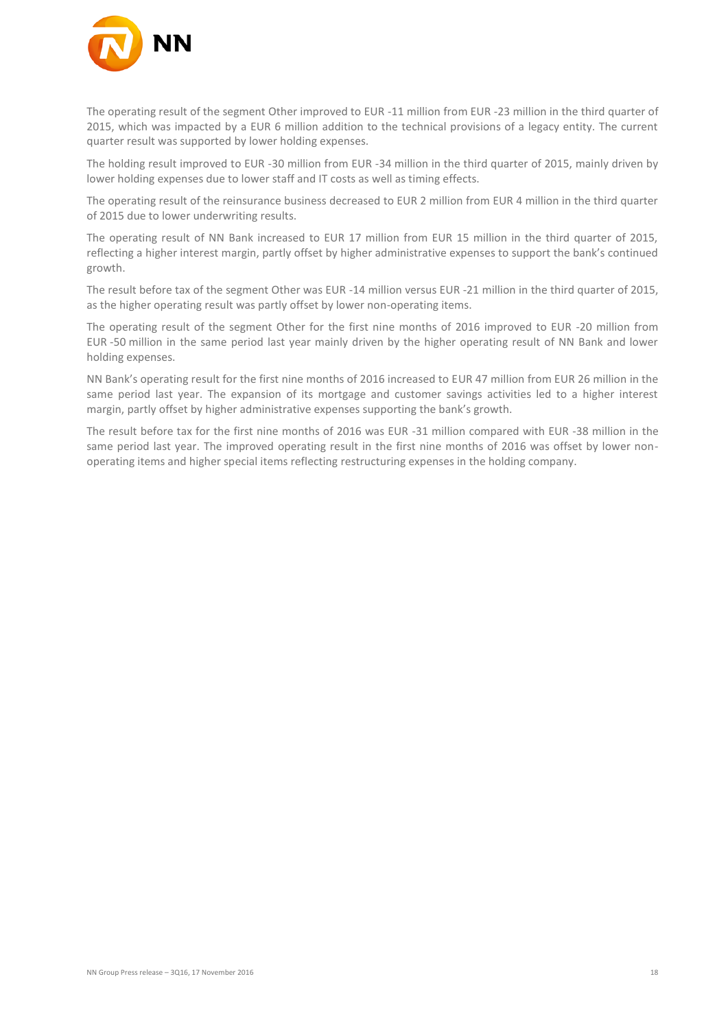The operating result of the segment Other improved to EUR -11 million from EUR -23 million in the third quarter of 2015, which was impacted by a EUR 6 million addition to the technical provisions of a legacy entity. The current quarter result was supported by lower holding expenses.

The holding result improved to EUR -30 million from EUR -34 million in the third quarter of 2015, mainly driven by lower holding expenses due to lower staff and IT costs as well as timing effects.

The operating result of the reinsurance business decreased to EUR 2 million from EUR 4 million in the third quarter of 2015 due to lower underwriting results.

The operating result of NN Bank increased to EUR 17 million from EUR 15 million in the third quarter of 2015, reflecting a higher interest margin, partly offset by higher administrative expenses to support the bank's continued growth.

The result before tax of the segment Other was EUR -14 million versus EUR -21 million in the third quarter of 2015, as the higher operating result was partly offset by lower non-operating items.

The operating result of the segment Other for the first nine months of 2016 improved to EUR -20 million from EUR -50 million in the same period last year mainly driven by the higher operating result of NN Bank and lower holding expenses.

NN Bank's operating result for the first nine months of 2016 increased to EUR 47 million from EUR 26 million in the same period last year. The expansion of its mortgage and customer savings activities led to a higher interest margin, partly offset by higher administrative expenses supporting the bank's growth.

The result before tax for the first nine months of 2016 was EUR -31 million compared with EUR -38 million in the same period last year. The improved operating result in the first nine months of 2016 was offset by lower non-operating items and higher special items reflecting restructuring expenses in the holding company.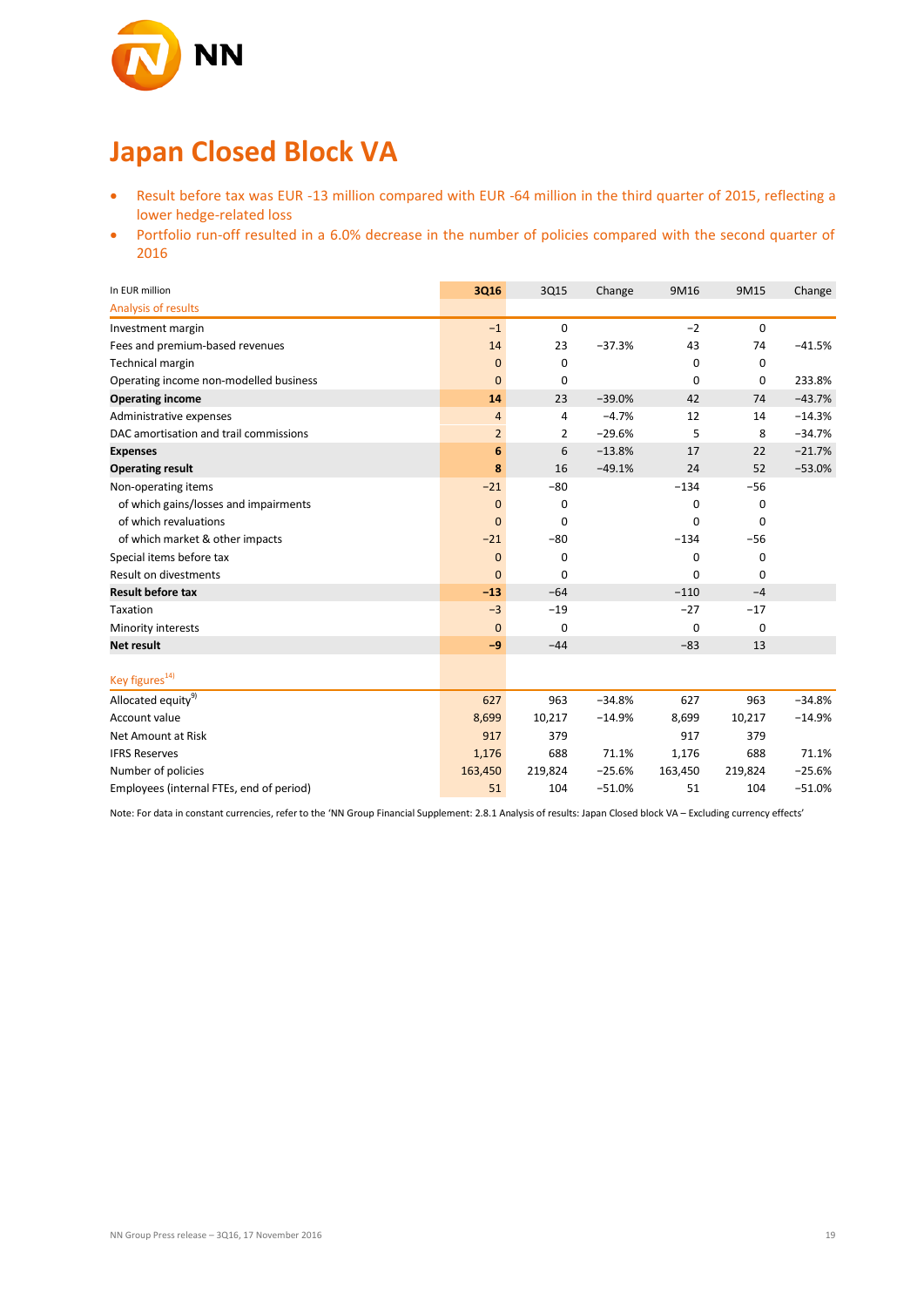# Japan Closed Block VA

- Result before tax was EUR -13 million compared with EUR -64 million in the third quarter of 2015, reflecting a lower hedge-related loss
- Portfolio run-off resulted in a 6.0% decrease in the number of policies compared with the second quarter of 2016

| In EUR million | 3Q16 | 3Q15 | Change | 9M16 | 9M15 | Change |
|---|---|---|---|---|---|---|
| Analysis of results | | | | | | |
| Investment margin | −1 | 0 | | −2 | 0 | |
| Fees and premium-based revenues | 14 | 23 | −37.3% | 43 | 74 | −41.5% |
| Technical margin | 0 | 0 | | 0 | 0 | |
| Operating income non-modelled business | 0 | 0 | | 0 | 0 | 233.8% |
| **Operating income** | **14** | 23 | −39.0% | 42 | 74 | −43.7% |
| Administrative expenses | 4 | 4 | −4.7% | 12 | 14 | −14.3% |
| DAC amortisation and trail commissions | 2 | 2 | −29.6% | 5 | 8 | −34.7% |
| **Expenses** | **6** | 6 | −13.8% | 17 | 22 | −21.7% |
| **Operating result** | **8** | 16 | −49.1% | 24 | 52 | −53.0% |
| Non-operating items | −21 | −80 | | −134 | −56 | |
| of which gains/losses and impairments | 0 | 0 | | 0 | 0 | |
| of which revaluations | 0 | 0 | | 0 | 0 | |
| of which market & other impacts | −21 | −80 | | −134 | −56 | |
| Special items before tax | 0 | 0 | | 0 | 0 | |
| Result on divestments | 0 | 0 | | 0 | 0 | |
| **Result before tax** | **−13** | −64 | | −110 | −4 | |
| Taxation | −3 | −19 | | −27 | −17 | |
| Minority interests | 0 | 0 | | 0 | 0 | |
| **Net result** | **−9** | −44 | | −83 | 13 | |
| | | | | | | |
| Key figures[14] | | | | | | |
| Allocated equity[9] | 627 | 963 | −34.8% | 627 | 963 | −34.8% |
| Account value | 8,699 | 10,217 | −14.9% | 8,699 | 10,217 | −14.9% |
| Net Amount at Risk | 917 | 379 | | 917 | 379 | |
| IFRS Reserves | 1,176 | 688 | 71.1% | 1,176 | 688 | 71.1% |
| Number of policies | 163,450 | 219,824 | −25.6% | 163,450 | 219,824 | −25.6% |
| Employees (internal FTEs, end of period) | 51 | 104 | −51.0% | 51 | 104 | −51.0% |

Note: For data in constant currencies, refer to the 'NN Group Financial Supplement: 2.8.1 Analysis of results: Japan Closed block VA – Excluding currency effects'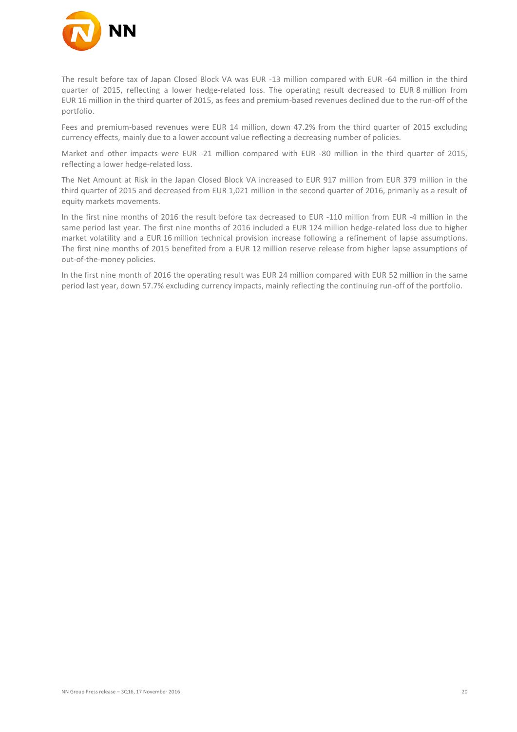The result before tax of Japan Closed Block VA was EUR -13 million compared with EUR -64 million in the third quarter of 2015, reflecting a lower hedge-related loss. The operating result decreased to EUR 8 million from EUR 16 million in the third quarter of 2015, as fees and premium-based revenues declined due to the run-off of the portfolio.

Fees and premium-based revenues were EUR 14 million, down 47.2% from the third quarter of 2015 excluding currency effects, mainly due to a lower account value reflecting a decreasing number of policies.

Market and other impacts were EUR -21 million compared with EUR -80 million in the third quarter of 2015, reflecting a lower hedge-related loss.

The Net Amount at Risk in the Japan Closed Block VA increased to EUR 917 million from EUR 379 million in the third quarter of 2015 and decreased from EUR 1,021 million in the second quarter of 2016, primarily as a result of equity markets movements.

In the first nine months of 2016 the result before tax decreased to EUR -110 million from EUR -4 million in the same period last year. The first nine months of 2016 included a EUR 124 million hedge-related loss due to higher market volatility and a EUR 16 million technical provision increase following a refinement of lapse assumptions. The first nine months of 2015 benefited from a EUR 12 million reserve release from higher lapse assumptions of out-of-the-money policies.

In the first nine month of 2016 the operating result was EUR 24 million compared with EUR 52 million in the same period last year, down 57.7% excluding currency impacts, mainly reflecting the continuing run-off of the portfolio.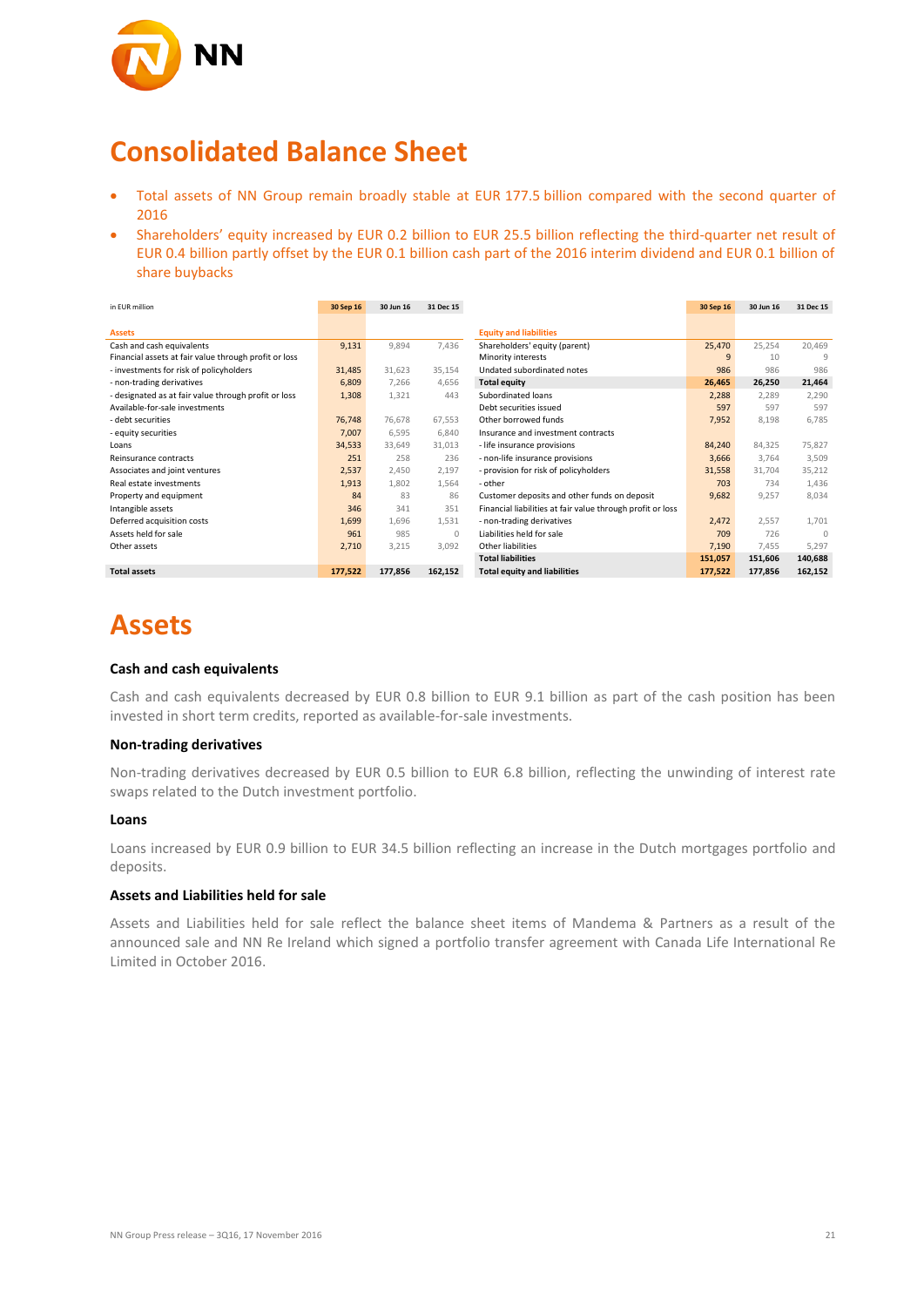# Consolidated Balance Sheet

- Total assets of NN Group remain broadly stable at EUR 177.5 billion compared with the second quarter of 2016
- Shareholders' equity increased by EUR 0.2 billion to EUR 25.5 billion reflecting the third-quarter net result of EUR 0.4 billion partly offset by the EUR 0.1 billion cash part of the 2016 interim dividend and EUR 0.1 billion of share buybacks

| in EUR million | 30 Sep 16 | 30 Jun 16 | 31 Dec 15 | | 30 Sep 16 | 30 Jun 16 | 31 Dec 15 |
|---|---|---|---|---|---|---|---|
| **Assets** | | | | **Equity and liabilities** | | | |
| Cash and cash equivalents | 9,131 | 9,894 | 7,436 | Shareholders' equity (parent) | 25,470 | 25,254 | 20,469 |
| Financial assets at fair value through profit or loss | | | | Minority interests | 9 | 10 | 9 |
| - investments for risk of policyholders | 31,485 | 31,623 | 35,154 | Undated subordinated notes | 986 | 986 | 986 |
| - non-trading derivatives | 6,809 | 7,266 | 4,656 | **Total equity** | **26,465** | **26,250** | **21,464** |
| - designated as at fair value through profit or loss | 1,308 | 1,321 | 443 | Subordinated loans | 2,288 | 2,289 | 2,290 |
| Available-for-sale investments | | | | Debt securities issued | 597 | 597 | 597 |
| - debt securities | 76,748 | 76,678 | 67,553 | Other borrowed funds | 7,952 | 8,198 | 6,785 |
| - equity securities | 7,007 | 6,595 | 6,840 | Insurance and investment contracts | | | |
| Loans | 34,533 | 33,649 | 31,013 | - life insurance provisions | 84,240 | 84,325 | 75,827 |
| Reinsurance contracts | 251 | 258 | 236 | - non-life insurance provisions | 3,666 | 3,764 | 3,509 |
| Associates and joint ventures | 2,537 | 2,450 | 2,197 | - provision for risk of policyholders | 31,558 | 31,704 | 35,212 |
| Real estate investments | 1,913 | 1,802 | 1,564 | - other | 703 | 734 | 1,436 |
| Property and equipment | 84 | 83 | 86 | Customer deposits and other funds on deposit | 9,682 | 9,257 | 8,034 |
| Intangible assets | 346 | 341 | 351 | Financial liabilities at fair value through profit or loss | | | |
| Deferred acquisition costs | 1,699 | 1,696 | 1,531 | - non-trading derivatives | 2,472 | 2,557 | 1,701 |
| Assets held for sale | 961 | 985 | 0 | Liabilities held for sale | 709 | 726 | 0 |
| Other assets | 2,710 | 3,215 | 3,092 | Other liabilities | 7,190 | 7,455 | 5,297 |
| | | | | **Total liabilities** | **151,057** | **151,606** | **140,688** |
| **Total assets** | **177,522** | **177,856** | **162,152** | **Total equity and liabilities** | **177,522** | **177,856** | **162,152** |

# Assets

### Cash and cash equivalents

Cash and cash equivalents decreased by EUR 0.8 billion to EUR 9.1 billion as part of the cash position has been invested in short term credits, reported as available-for-sale investments.

### Non-trading derivatives

Non-trading derivatives decreased by EUR 0.5 billion to EUR 6.8 billion, reflecting the unwinding of interest rate swaps related to the Dutch investment portfolio.

### Loans

Loans increased by EUR 0.9 billion to EUR 34.5 billion reflecting an increase in the Dutch mortgages portfolio and deposits.

### Assets and Liabilities held for sale

Assets and Liabilities held for sale reflect the balance sheet items of Mandema & Partners as a result of the announced sale and NN Re Ireland which signed a portfolio transfer agreement with Canada Life International Re Limited in October 2016.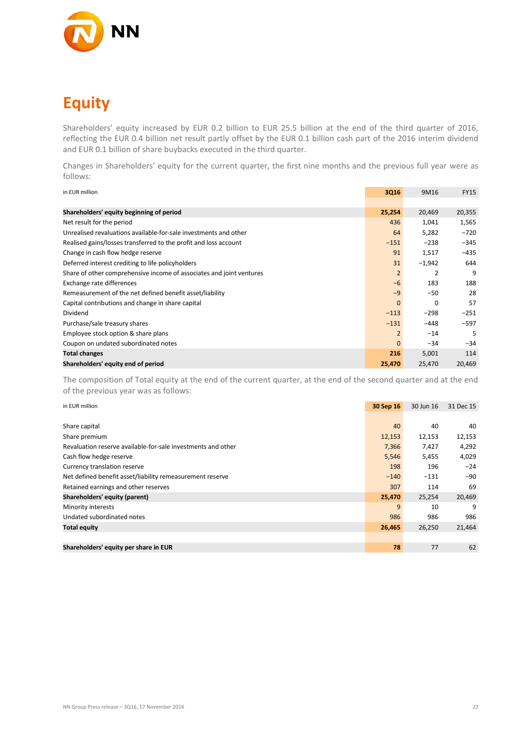# Equity

Shareholders' equity increased by EUR 0.2 billion to EUR 25.5 billion at the end of the third quarter of 2016, reflecting the EUR 0.4 billion net result partly offset by the EUR 0.1 billion cash part of the 2016 interim dividend and EUR 0.1 billion of share buybacks executed in the third quarter.

Changes in Shareholders' equity for the current quarter, the first nine months and the previous full year were as follows:

| in EUR million | 3Q16 | 9M16 | FY15 |
|---|---|---|---|
| **Shareholders' equity beginning of period** | **25,254** | 20,469 | 20,355 |
| Net result for the period | 436 | 1,041 | 1,565 |
| Unrealised revaluations available-for-sale investments and other | 64 | 5,282 | −720 |
| Realised gains/losses transferred to the profit and loss account | −151 | −238 | −345 |
| Change in cash flow hedge reserve | 91 | 1,517 | −435 |
| Deferred interest crediting to life policyholders | 31 | −1,942 | 644 |
| Share of other comprehensive income of associates and joint ventures | 2 | 2 | 9 |
| Exchange rate differences | −6 | 183 | 188 |
| Remeasurement of the net defined benefit asset/liability | −9 | −50 | 28 |
| Capital contributions and change in share capital | 0 | 0 | 57 |
| Dividend | −113 | −298 | −251 |
| Purchase/sale treasury shares | −131 | −448 | −597 |
| Employee stock option & share plans | 2 | −14 | 5 |
| Coupon on undated subordinated notes | 0 | −34 | −34 |
| **Total changes** | **216** | 5,001 | 114 |
| **Shareholders' equity end of period** | **25,470** | 25,470 | 20,469 |

The composition of Total equity at the end of the current quarter, at the end of the second quarter and at the end of the previous year was as follows:

| in EUR million | 30 Sep 16 | 30 Jun 16 | 31 Dec 15 |
|---|---|---|---|
| Share capital | 40 | 40 | 40 |
| Share premium | 12,153 | 12,153 | 12,153 |
| Revaluation reserve available-for-sale investments and other | 7,366 | 7,427 | 4,292 |
| Cash flow hedge reserve | 5,546 | 5,455 | 4,029 |
| Currency translation reserve | 198 | 196 | −24 |
| Net defined benefit asset/liability remeasurement reserve | −140 | −131 | −90 |
| Retained earnings and other reserves | 307 | 114 | 69 |
| **Shareholders' equity (parent)** | **25,470** | 25,254 | 20,469 |
| Minority interests | 9 | 10 | 9 |
| Undated subordinated notes | 986 | 986 | 986 |
| **Total equity** | **26,465** | 26,250 | 21,464 |
| | | | |
| **Shareholders' equity per share in EUR** | **78** | 77 | 62 |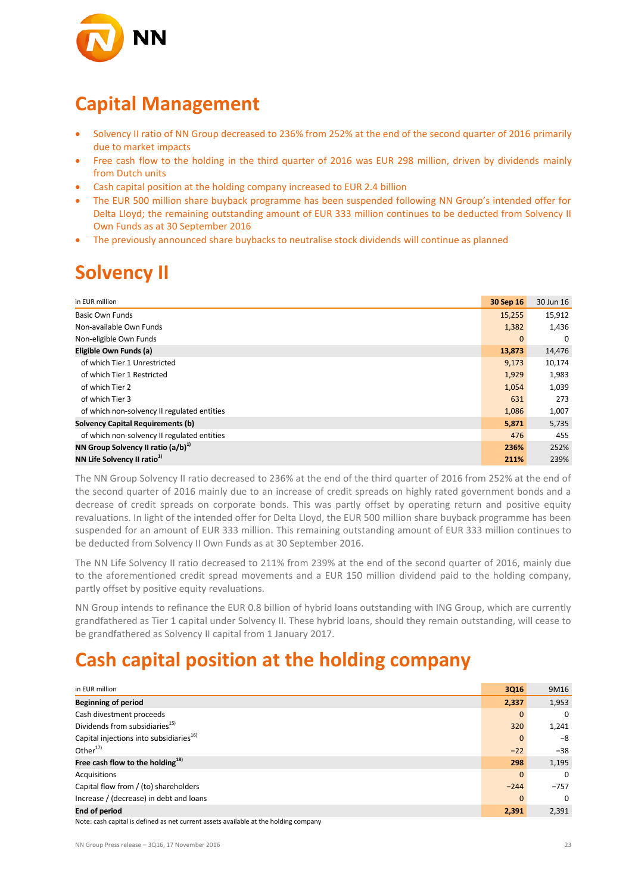# Capital Management

- Solvency II ratio of NN Group decreased to 236% from 252% at the end of the second quarter of 2016 primarily due to market impacts
- Free cash flow to the holding in the third quarter of 2016 was EUR 298 million, driven by dividends mainly from Dutch units
- Cash capital position at the holding company increased to EUR 2.4 billion
- The EUR 500 million share buyback programme has been suspended following NN Group's intended offer for Delta Lloyd; the remaining outstanding amount of EUR 333 million continues to be deducted from Solvency II Own Funds as at 30 September 2016
- The previously announced share buybacks to neutralise stock dividends will continue as planned

# Solvency II

| in EUR million | 30 Sep 16 | 30 Jun 16 |
|---|---|---|
| Basic Own Funds | 15,255 | 15,912 |
| Non-available Own Funds | 1,382 | 1,436 |
| Non-eligible Own Funds | 0 | 0 |
| **Eligible Own Funds (a)** | **13,873** | 14,476 |
| of which Tier 1 Unrestricted | 9,173 | 10,174 |
| of which Tier 1 Restricted | 1,929 | 1,983 |
| of which Tier 2 | 1,054 | 1,039 |
| of which Tier 3 | 631 | 273 |
| of which non-solvency II regulated entities | 1,086 | 1,007 |
| **Solvency Capital Requirements (b)** | **5,871** | 5,735 |
| of which non-solvency II regulated entities | 476 | 455 |
| **NN Group Solvency II ratio (a/b)[1)]** | **236%** | 252% |
| **NN Life Solvency II ratio[1)]** | **211%** | 239% |

The NN Group Solvency II ratio decreased to 236% at the end of the third quarter of 2016 from 252% at the end of the second quarter of 2016 mainly due to an increase of credit spreads on highly rated government bonds and a decrease of credit spreads on corporate bonds. This was partly offset by operating return and positive equity revaluations. In light of the intended offer for Delta Lloyd, the EUR 500 million share buyback programme has been suspended for an amount of EUR 333 million. This remaining outstanding amount of EUR 333 million continues to be deducted from Solvency II Own Funds as at 30 September 2016.

The NN Life Solvency II ratio decreased to 211% from 239% at the end of the second quarter of 2016, mainly due to the aforementioned credit spread movements and a EUR 150 million dividend paid to the holding company, partly offset by positive equity revaluations.

NN Group intends to refinance the EUR 0.8 billion of hybrid loans outstanding with ING Group, which are currently grandfathered as Tier 1 capital under Solvency II. These hybrid loans, should they remain outstanding, will cease to be grandfathered as Solvency II capital from 1 January 2017.

# Cash capital position at the holding company

| in EUR million | 3Q16 | 9M16 |
|---|---|---|
| **Beginning of period** | **2,337** | 1,953 |
| Cash divestment proceeds | 0 | 0 |
| Dividends from subsidiaries[15)] | 320 | 1,241 |
| Capital injections into subsidiaries[16)] | 0 | −8 |
| Other[17)] | −22 | −38 |
| **Free cash flow to the holding[18)]** | **298** | 1,195 |
| Acquisitions | 0 | 0 |
| Capital flow from / (to) shareholders | −244 | −757 |
| Increase / (decrease) in debt and loans | 0 | 0 |
| **End of period** | **2,391** | 2,391 |

Note: cash capital is defined as net current assets available at the holding company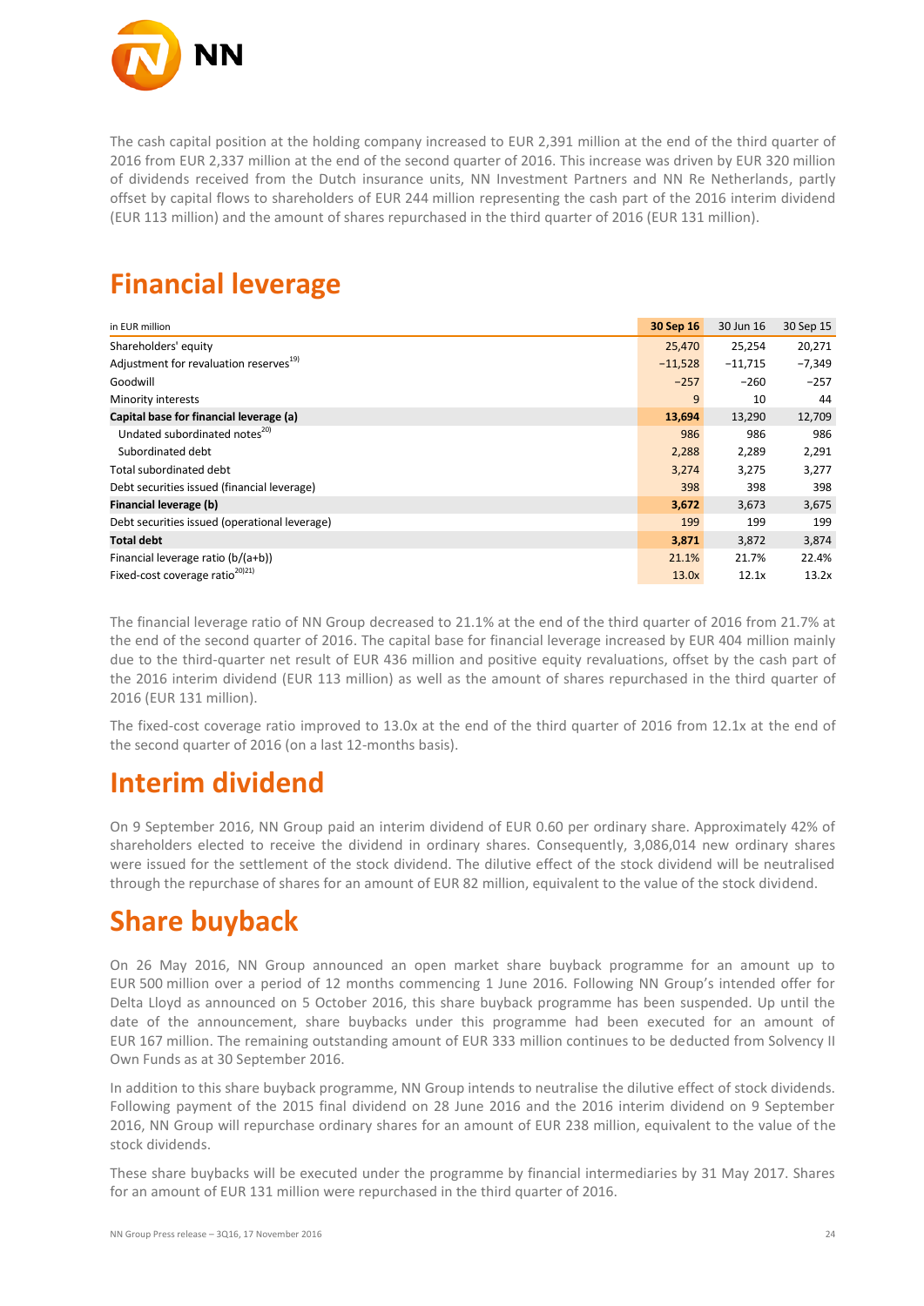The cash capital position at the holding company increased to EUR 2,391 million at the end of the third quarter of 2016 from EUR 2,337 million at the end of the second quarter of 2016. This increase was driven by EUR 320 million of dividends received from the Dutch insurance units, NN Investment Partners and NN Re Netherlands, partly offset by capital flows to shareholders of EUR 244 million representing the cash part of the 2016 interim dividend (EUR 113 million) and the amount of shares repurchased in the third quarter of 2016 (EUR 131 million).

# Financial leverage

| in EUR million | 30 Sep 16 | 30 Jun 16 | 30 Sep 15 |
|---|---|---|---|
| Shareholders' equity | 25,470 | 25,254 | 20,271 |
| Adjustment for revaluation reserves[19] | −11,528 | −11,715 | −7,349 |
| Goodwill | −257 | −260 | −257 |
| Minority interests | 9 | 10 | 44 |
| **Capital base for financial leverage (a)** | **13,694** | 13,290 | 12,709 |
| Undated subordinated notes[20] | 986 | 986 | 986 |
| Subordinated debt | 2,288 | 2,289 | 2,291 |
| Total subordinated debt | 3,274 | 3,275 | 3,277 |
| Debt securities issued (financial leverage) | 398 | 398 | 398 |
| **Financial leverage (b)** | **3,672** | 3,673 | 3,675 |
| Debt securities issued (operational leverage) | 199 | 199 | 199 |
| **Total debt** | **3,871** | 3,872 | 3,874 |
| Financial leverage ratio (b/(a+b)) | 21.1% | 21.7% | 22.4% |
| Fixed-cost coverage ratio[20][21] | 13.0x | 12.1x | 13.2x |

The financial leverage ratio of NN Group decreased to 21.1% at the end of the third quarter of 2016 from 21.7% at the end of the second quarter of 2016. The capital base for financial leverage increased by EUR 404 million mainly due to the third-quarter net result of EUR 436 million and positive equity revaluations, offset by the cash part of the 2016 interim dividend (EUR 113 million) as well as the amount of shares repurchased in the third quarter of 2016 (EUR 131 million).

The fixed-cost coverage ratio improved to 13.0x at the end of the third quarter of 2016 from 12.1x at the end of the second quarter of 2016 (on a last 12-months basis).

# Interim dividend

On 9 September 2016, NN Group paid an interim dividend of EUR 0.60 per ordinary share. Approximately 42% of shareholders elected to receive the dividend in ordinary shares. Consequently, 3,086,014 new ordinary shares were issued for the settlement of the stock dividend. The dilutive effect of the stock dividend will be neutralised through the repurchase of shares for an amount of EUR 82 million, equivalent to the value of the stock dividend.

# Share buyback

On 26 May 2016, NN Group announced an open market share buyback programme for an amount up to EUR 500 million over a period of 12 months commencing 1 June 2016. Following NN Group's intended offer for Delta Lloyd as announced on 5 October 2016, this share buyback programme has been suspended. Up until the date of the announcement, share buybacks under this programme had been executed for an amount of EUR 167 million. The remaining outstanding amount of EUR 333 million continues to be deducted from Solvency II Own Funds as at 30 September 2016.

In addition to this share buyback programme, NN Group intends to neutralise the dilutive effect of stock dividends. Following payment of the 2015 final dividend on 28 June 2016 and the 2016 interim dividend on 9 September 2016, NN Group will repurchase ordinary shares for an amount of EUR 238 million, equivalent to the value of the stock dividends.

These share buybacks will be executed under the programme by financial intermediaries by 31 May 2017. Shares for an amount of EUR 131 million were repurchased in the third quarter of 2016.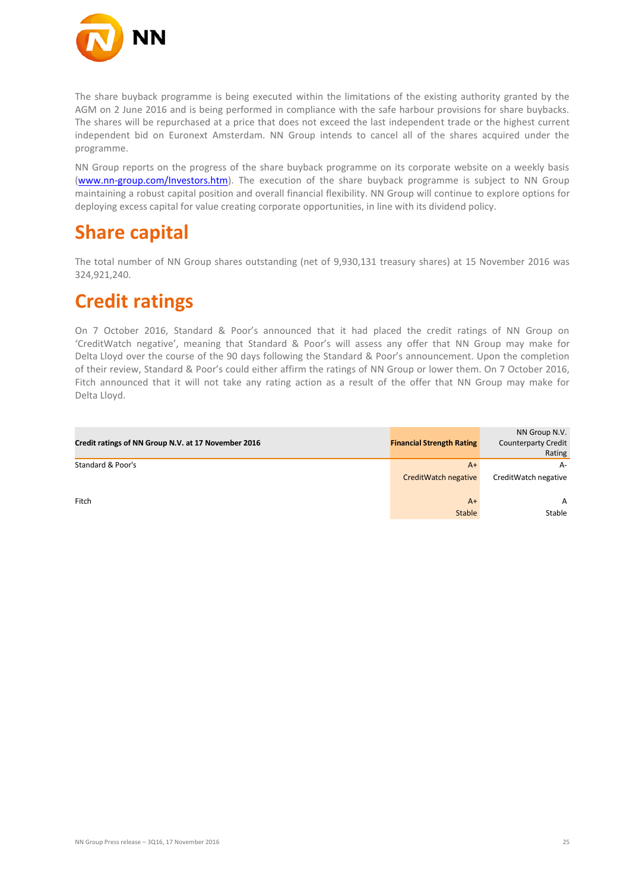The share buyback programme is being executed within the limitations of the existing authority granted by the AGM on 2 June 2016 and is being performed in compliance with the safe harbour provisions for share buybacks. The shares will be repurchased at a price that does not exceed the last independent trade or the highest current independent bid on Euronext Amsterdam. NN Group intends to cancel all of the shares acquired under the programme.

NN Group reports on the progress of the share buyback programme on its corporate website on a weekly basis (www.nn-group.com/Investors.htm). The execution of the share buyback programme is subject to NN Group maintaining a robust capital position and overall financial flexibility. NN Group will continue to explore options for deploying excess capital for value creating corporate opportunities, in line with its dividend policy.

# Share capital

The total number of NN Group shares outstanding (net of 9,930,131 treasury shares) at 15 November 2016 was 324,921,240.

# Credit ratings

On 7 October 2016, Standard & Poor's announced that it had placed the credit ratings of NN Group on 'CreditWatch negative', meaning that Standard & Poor's will assess any offer that NN Group may make for Delta Lloyd over the course of the 90 days following the Standard & Poor's announcement. Upon the completion of their review, Standard & Poor's could either affirm the ratings of NN Group or lower them. On 7 October 2016, Fitch announced that it will not take any rating action as a result of the offer that NN Group may make for Delta Lloyd.

| **Credit ratings of NN Group N.V. at 17 November 2016** | **Financial Strength Rating** | NN Group N.V. Counterparty Credit Rating |
|---|---|---|
| Standard & Poor's | A+ | A- |
| | CreditWatch negative | CreditWatch negative |
| Fitch | A+ | A |
| | Stable | Stable |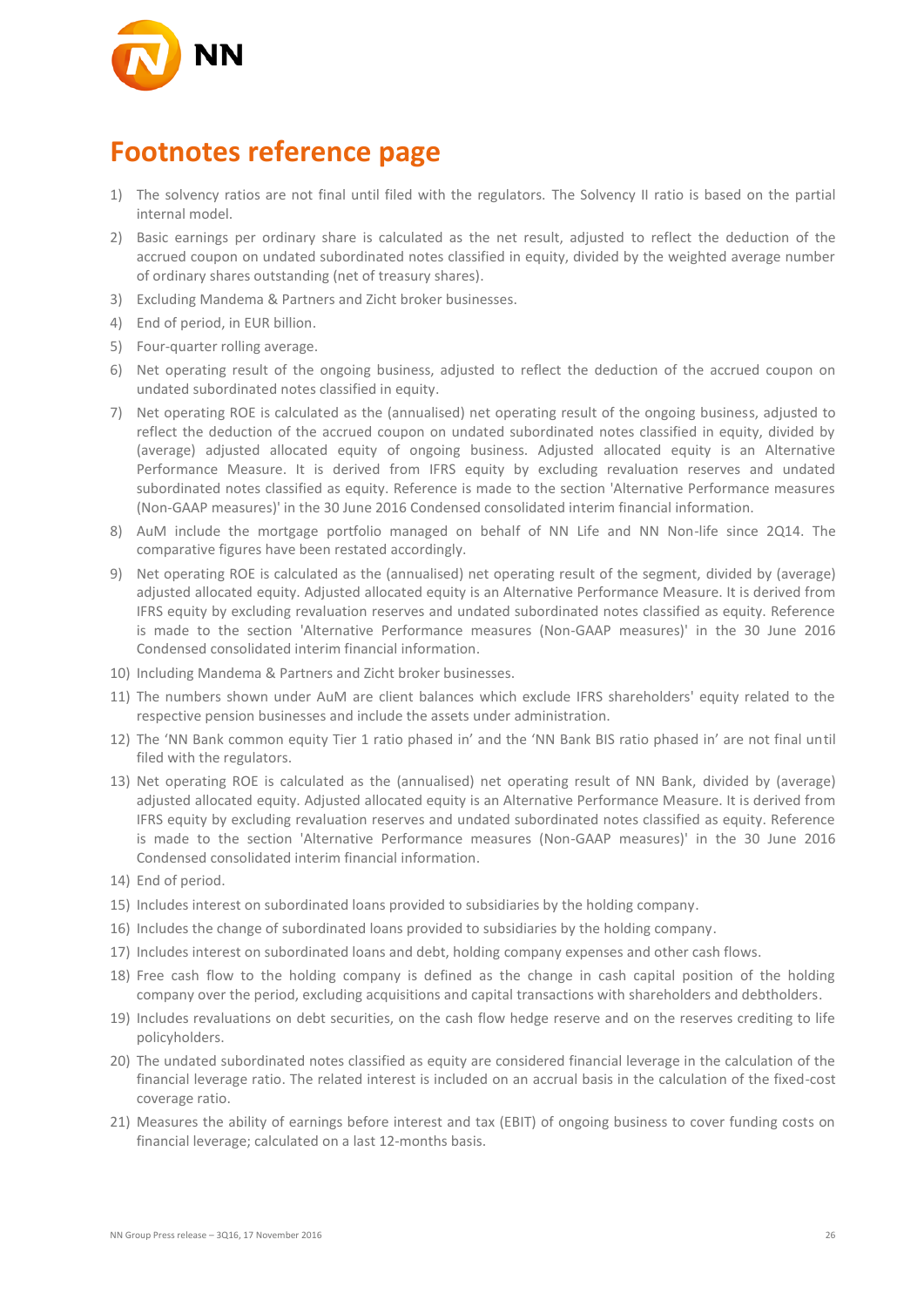# Footnotes reference page

1) The solvency ratios are not final until filed with the regulators. The Solvency II ratio is based on the partial internal model.
2) Basic earnings per ordinary share is calculated as the net result, adjusted to reflect the deduction of the accrued coupon on undated subordinated notes classified in equity, divided by the weighted average number of ordinary shares outstanding (net of treasury shares).
3) Excluding Mandema & Partners and Zicht broker businesses.
4) End of period, in EUR billion.
5) Four-quarter rolling average.
6) Net operating result of the ongoing business, adjusted to reflect the deduction of the accrued coupon on undated subordinated notes classified in equity.
7) Net operating ROE is calculated as the (annualised) net operating result of the ongoing business, adjusted to reflect the deduction of the accrued coupon on undated subordinated notes classified in equity, divided by (average) adjusted allocated equity of ongoing business. Adjusted allocated equity is an Alternative Performance Measure. It is derived from IFRS equity by excluding revaluation reserves and undated subordinated notes classified as equity. Reference is made to the section 'Alternative Performance measures (Non-GAAP measures)' in the 30 June 2016 Condensed consolidated interim financial information.
8) AuM include the mortgage portfolio managed on behalf of NN Life and NN Non-life since 2Q14. The comparative figures have been restated accordingly.
9) Net operating ROE is calculated as the (annualised) net operating result of the segment, divided by (average) adjusted allocated equity. Adjusted allocated equity is an Alternative Performance Measure. It is derived from IFRS equity by excluding revaluation reserves and undated subordinated notes classified as equity. Reference is made to the section 'Alternative Performance measures (Non-GAAP measures)' in the 30 June 2016 Condensed consolidated interim financial information.
10) Including Mandema & Partners and Zicht broker businesses.
11) The numbers shown under AuM are client balances which exclude IFRS shareholders' equity related to the respective pension businesses and include the assets under administration.
12) The 'NN Bank common equity Tier 1 ratio phased in' and the 'NN Bank BIS ratio phased in' are not final until filed with the regulators.
13) Net operating ROE is calculated as the (annualised) net operating result of NN Bank, divided by (average) adjusted allocated equity. Adjusted allocated equity is an Alternative Performance Measure. It is derived from IFRS equity by excluding revaluation reserves and undated subordinated notes classified as equity. Reference is made to the section 'Alternative Performance measures (Non-GAAP measures)' in the 30 June 2016 Condensed consolidated interim financial information.
14) End of period.
15) Includes interest on subordinated loans provided to subsidiaries by the holding company.
16) Includes the change of subordinated loans provided to subsidiaries by the holding company.
17) Includes interest on subordinated loans and debt, holding company expenses and other cash flows.
18) Free cash flow to the holding company is defined as the change in cash capital position of the holding company over the period, excluding acquisitions and capital transactions with shareholders and debtholders.
19) Includes revaluations on debt securities, on the cash flow hedge reserve and on the reserves crediting to life policyholders.
20) The undated subordinated notes classified as equity are considered financial leverage in the calculation of the financial leverage ratio. The related interest is included on an accrual basis in the calculation of the fixed-cost coverage ratio.
21) Measures the ability of earnings before interest and tax (EBIT) of ongoing business to cover funding costs on financial leverage; calculated on a last 12-months basis.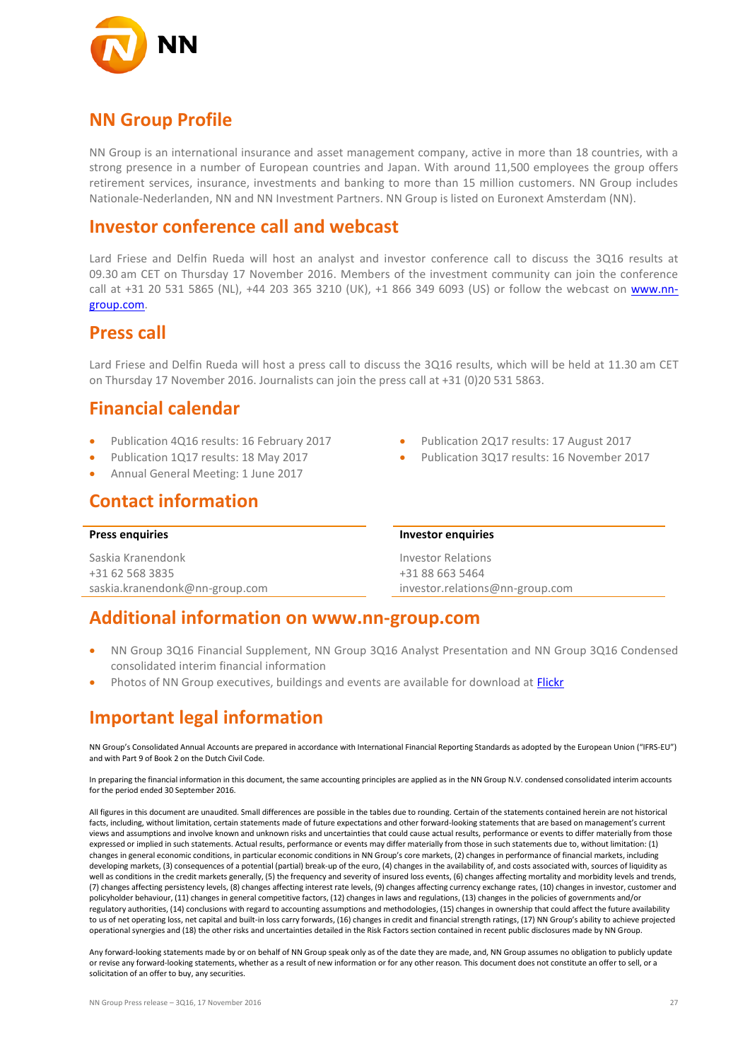## NN Group Profile

NN Group is an international insurance and asset management company, active in more than 18 countries, with a strong presence in a number of European countries and Japan. With around 11,500 employees the group offers retirement services, insurance, investments and banking to more than 15 million customers. NN Group includes Nationale-Nederlanden, NN and NN Investment Partners. NN Group is listed on Euronext Amsterdam (NN).

## Investor conference call and webcast

Lard Friese and Delfin Rueda will host an analyst and investor conference call to discuss the 3Q16 results at 09.30 am CET on Thursday 17 November 2016. Members of the investment community can join the conference call at +31 20 531 5865 (NL), +44 203 365 3210 (UK), +1 866 349 6093 (US) or follow the webcast on [www.nn-group.com](www.nn-group.com).

## Press call

Lard Friese and Delfin Rueda will host a press call to discuss the 3Q16 results, which will be held at 11.30 am CET on Thursday 17 November 2016. Journalists can join the press call at +31 (0)20 531 5863.

## Financial calendar

- Publication 4Q16 results: 16 February 2017
- Publication 1Q17 results: 18 May 2017
- Annual General Meeting: 1 June 2017
- Publication 2Q17 results: 17 August 2017
- Publication 3Q17 results: 16 November 2017

## Contact information

**Press enquiries**

Saskia Kranendonk
+31 62 568 3835
saskia.kranendonk@nn-group.com

**Investor enquiries**

Investor Relations
+31 88 663 5464
investor.relations@nn-group.com

## Additional information on www.nn-group.com

- NN Group 3Q16 Financial Supplement, NN Group 3Q16 Analyst Presentation and NN Group 3Q16 Condensed consolidated interim financial information
- Photos of NN Group executives, buildings and events are available for download at Flickr

## Important legal information

NN Group's Consolidated Annual Accounts are prepared in accordance with International Financial Reporting Standards as adopted by the European Union ("IFRS-EU") and with Part 9 of Book 2 on the Dutch Civil Code.

In preparing the financial information in this document, the same accounting principles are applied as in the NN Group N.V. condensed consolidated interim accounts for the period ended 30 September 2016.

All figures in this document are unaudited. Small differences are possible in the tables due to rounding. Certain of the statements contained herein are not historical facts, including, without limitation, certain statements made of future expectations and other forward-looking statements that are based on management's current views and assumptions and involve known and unknown risks and uncertainties that could cause actual results, performance or events to differ materially from those expressed or implied in such statements. Actual results, performance or events may differ materially from those in such statements due to, without limitation: (1) changes in general economic conditions, in particular economic conditions in NN Group's core markets, (2) changes in performance of financial markets, including developing markets, (3) consequences of a potential (partial) break-up of the euro, (4) changes in the availability of, and costs associated with, sources of liquidity as well as conditions in the credit markets generally, (5) the frequency and severity of insured loss events, (6) changes affecting mortality and morbidity levels and trends, (7) changes affecting persistency levels, (8) changes affecting interest rate levels, (9) changes affecting currency exchange rates, (10) changes in investor, customer and policyholder behaviour, (11) changes in general competitive factors, (12) changes in laws and regulations, (13) changes in the policies of governments and/or regulatory authorities, (14) conclusions with regard to accounting assumptions and methodologies, (15) changes in ownership that could affect the future availability to us of net operating loss, net capital and built-in loss carry forwards, (16) changes in credit and financial strength ratings, (17) NN Group's ability to achieve projected operational synergies and (18) the other risks and uncertainties detailed in the Risk Factors section contained in recent public disclosures made by NN Group.

Any forward-looking statements made by or on behalf of NN Group speak only as of the date they are made, and, NN Group assumes no obligation to publicly update or revise any forward-looking statements, whether as a result of new information or for any other reason. This document does not constitute an offer to sell, or a solicitation of an offer to buy, any securities.